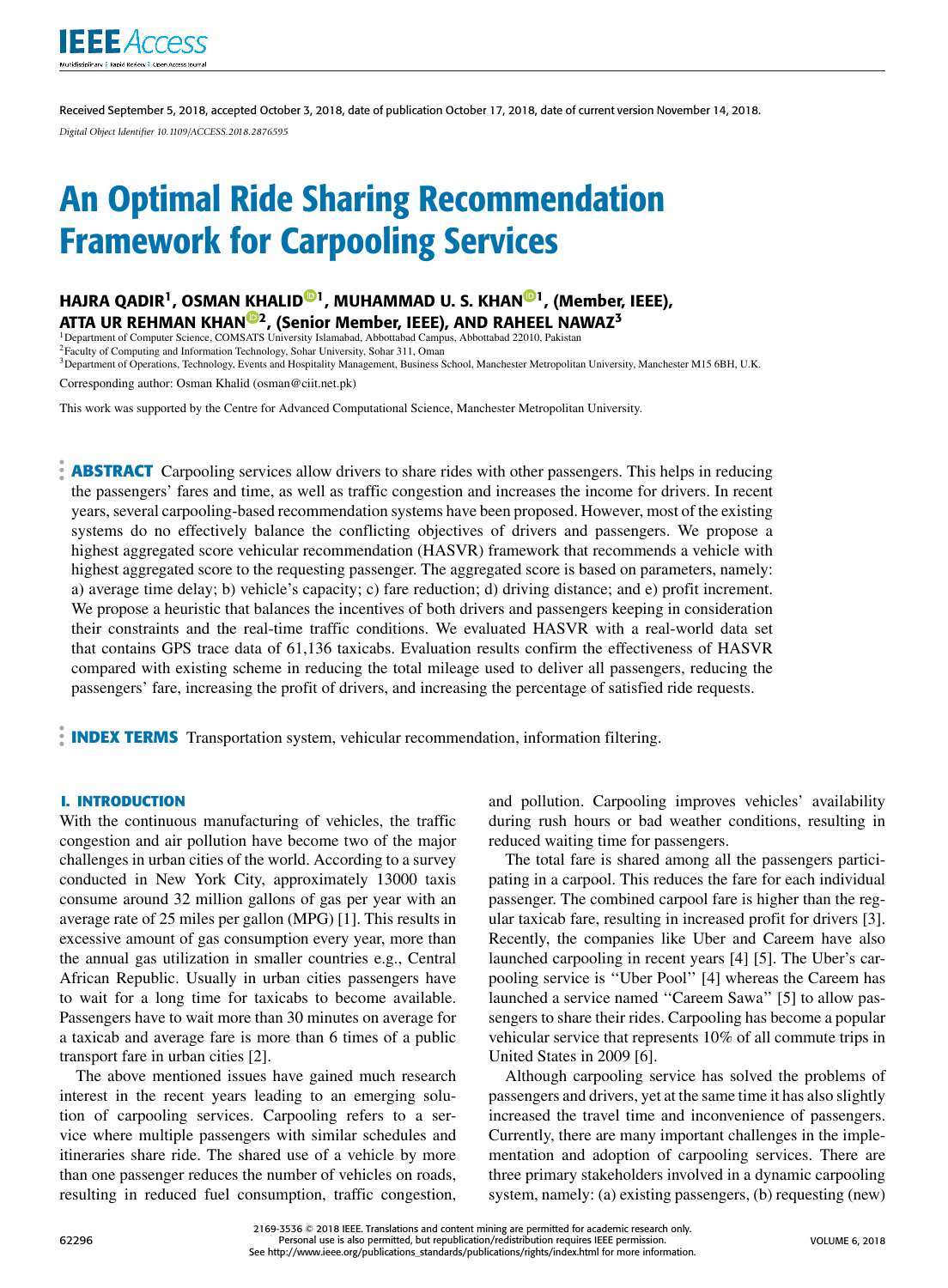Received September 5, 2018, accepted October 3, 2018, date of publication October 17, 2018, date of current version November 14, 2018.

*Digital Object Identifier 10.1109/ACCESS.2018.2876595*

# An Optimal Ride Sharing Recommendation Framework for Carpooling Services

**HAJRA QADIR[1], OSMAN KHALID[1], MUHAMMAD U. S. KHAN[1], (Member, IEEE), ATTA UR REHMAN KHAN[2], (Senior Member, IEEE), AND RAHEEL NAWAZ[3]**

[1]Department of Computer Science, COMSATS University Islamabad, Abbottabad Campus, Abbottabad 22010, Pakistan
[2]Faculty of Computing and Information Technology, Sohar University, Sohar 311, Oman
[3]Department of Operations, Technology, Events and Hospitality Management, Business School, Manchester Metropolitan University, Manchester M15 6BH, U.K.

Corresponding author: Osman Khalid (osman@ciit.net.pk)

This work was supported by the Centre for Advanced Computational Science, Manchester Metropolitan University.

**ABSTRACT** Carpooling services allow drivers to share rides with other passengers. This helps in reducing the passengers' fares and time, as well as traffic congestion and increases the income for drivers. In recent years, several carpooling-based recommendation systems have been proposed. However, most of the existing systems do no effectively balance the conflicting objectives of drivers and passengers. We propose a highest aggregated score vehicular recommendation (HASVR) framework that recommends a vehicle with highest aggregated score to the requesting passenger. The aggregated score is based on parameters, namely: a) average time delay; b) vehicle's capacity; c) fare reduction; d) driving distance; and e) profit increment. We propose a heuristic that balances the incentives of both drivers and passengers keeping in consideration their constraints and the real-time traffic conditions. We evaluated HASVR with a real-world data set that contains GPS trace data of 61,136 taxicabs. Evaluation results confirm the effectiveness of HASVR compared with existing scheme in reducing the total mileage used to deliver all passengers, reducing the passengers' fare, increasing the profit of drivers, and increasing the percentage of satisfied ride requests.

**INDEX TERMS** Transportation system, vehicular recommendation, information filtering.

## I. INTRODUCTION

With the continuous manufacturing of vehicles, the traffic congestion and air pollution have become two of the major challenges in urban cities of the world. According to a survey conducted in New York City, approximately 13000 taxis consume around 32 million gallons of gas per year with an average rate of 25 miles per gallon (MPG) [1]. This results in excessive amount of gas consumption every year, more than the annual gas utilization in smaller countries e.g., Central African Republic. Usually in urban cities passengers have to wait for a long time for taxicabs to become available. Passengers have to wait more than 30 minutes on average for a taxicab and average fare is more than 6 times of a public transport fare in urban cities [2].

The above mentioned issues have gained much research interest in the recent years leading to an emerging solution of carpooling services. Carpooling refers to a service where multiple passengers with similar schedules and itineraries share ride. The shared use of a vehicle by more than one passenger reduces the number of vehicles on roads, resulting in reduced fuel consumption, traffic congestion, and pollution. Carpooling improves vehicles' availability during rush hours or bad weather conditions, resulting in reduced waiting time for passengers.

The total fare is shared among all the passengers participating in a carpool. This reduces the fare for each individual passenger. The combined carpool fare is higher than the regular taxicab fare, resulting in increased profit for drivers [3]. Recently, the companies like Uber and Careem have also launched carpooling in recent years [4] [5]. The Uber's carpooling service is ''Uber Pool'' [4] whereas the Careem has launched a service named ''Careem Sawa'' [5] to allow passengers to share their rides. Carpooling has become a popular vehicular service that represents 10% of all commute trips in United States in 2009 [6].

Although carpooling service has solved the problems of passengers and drivers, yet at the same time it has also slightly increased the travel time and inconvenience of passengers. Currently, there are many important challenges in the implementation and adoption of carpooling services. There are three primary stakeholders involved in a dynamic carpooling system, namely: (a) existing passengers, (b) requesting (new)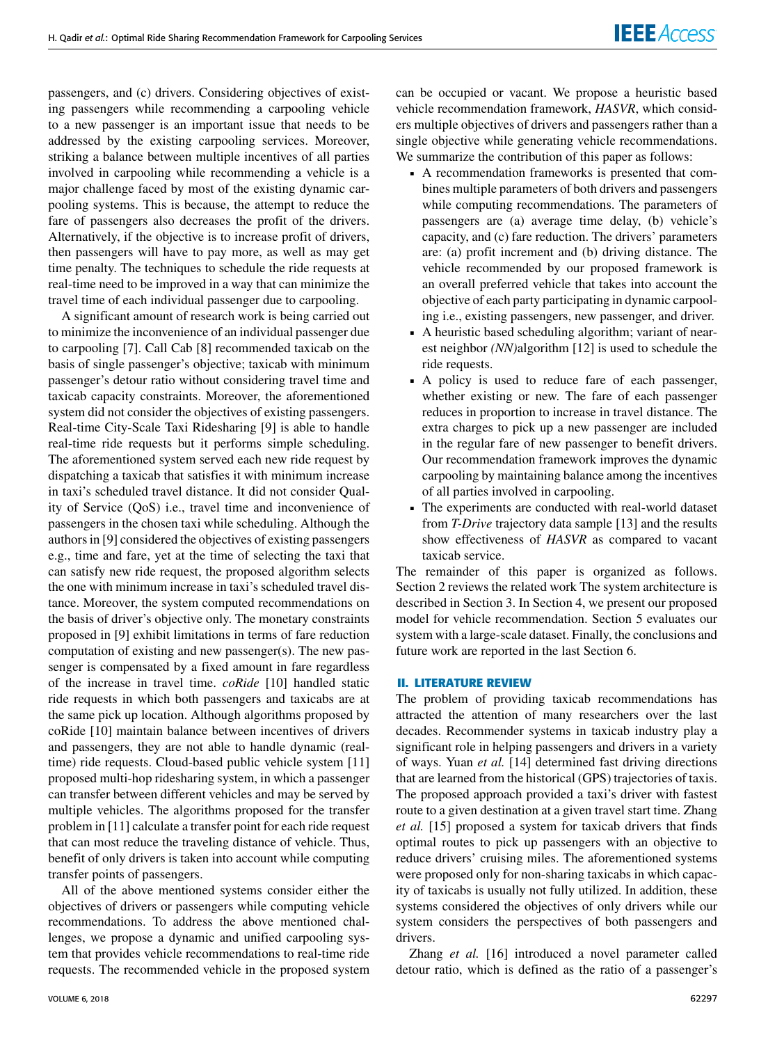passengers, and (c) drivers. Considering objectives of existing passengers while recommending a carpooling vehicle to a new passenger is an important issue that needs to be addressed by the existing carpooling services. Moreover, striking a balance between multiple incentives of all parties involved in carpooling while recommending a vehicle is a major challenge faced by most of the existing dynamic carpooling systems. This is because, the attempt to reduce the fare of passengers also decreases the profit of the drivers. Alternatively, if the objective is to increase profit of drivers, then passengers will have to pay more, as well as may get time penalty. The techniques to schedule the ride requests at real-time need to be improved in a way that can minimize the travel time of each individual passenger due to carpooling.

A significant amount of research work is being carried out to minimize the inconvenience of an individual passenger due to carpooling [7]. Call Cab [8] recommended taxicab on the basis of single passenger's objective; taxicab with minimum passenger's detour ratio without considering travel time and taxicab capacity constraints. Moreover, the aforementioned system did not consider the objectives of existing passengers. Real-time City-Scale Taxi Ridesharing [9] is able to handle real-time ride requests but it performs simple scheduling. The aforementioned system served each new ride request by dispatching a taxicab that satisfies it with minimum increase in taxi's scheduled travel distance. It did not consider Quality of Service (QoS) i.e., travel time and inconvenience of passengers in the chosen taxi while scheduling. Although the authors in [9] considered the objectives of existing passengers e.g., time and fare, yet at the time of selecting the taxi that can satisfy new ride request, the proposed algorithm selects the one with minimum increase in taxi's scheduled travel distance. Moreover, the system computed recommendations on the basis of driver's objective only. The monetary constraints proposed in [9] exhibit limitations in terms of fare reduction computation of existing and new passenger(s). The new passenger is compensated by a fixed amount in fare regardless of the increase in travel time. *coRide* [10] handled static ride requests in which both passengers and taxicabs are at the same pick up location. Although algorithms proposed by coRide [10] maintain balance between incentives of drivers and passengers, they are not able to handle dynamic (real-time) ride requests. Cloud-based public vehicle system [11] proposed multi-hop ridesharing system, in which a passenger can transfer between different vehicles and may be served by multiple vehicles. The algorithms proposed for the transfer problem in [11] calculate a transfer point for each ride request that can most reduce the traveling distance of vehicle. Thus, benefit of only drivers is taken into account while computing transfer points of passengers.

All of the above mentioned systems consider either the objectives of drivers or passengers while computing vehicle recommendations. To address the above mentioned challenges, we propose a dynamic and unified carpooling system that provides vehicle recommendations to real-time ride requests. The recommended vehicle in the proposed system can be occupied or vacant. We propose a heuristic based vehicle recommendation framework, *HASVR*, which considers multiple objectives of drivers and passengers rather than a single objective while generating vehicle recommendations. We summarize the contribution of this paper as follows:

- A recommendation frameworks is presented that combines multiple parameters of both drivers and passengers while computing recommendations. The parameters of passengers are (a) average time delay, (b) vehicle's capacity, and (c) fare reduction. The drivers' parameters are: (a) profit increment and (b) driving distance. The vehicle recommended by our proposed framework is an overall preferred vehicle that takes into account the objective of each party participating in dynamic carpooling i.e., existing passengers, new passenger, and driver.
- A heuristic based scheduling algorithm; variant of nearest neighbor *(NN)*algorithm [12] is used to schedule the ride requests.
- A policy is used to reduce fare of each passenger, whether existing or new. The fare of each passenger reduces in proportion to increase in travel distance. The extra charges to pick up a new passenger are included in the regular fare of new passenger to benefit drivers. Our recommendation framework improves the dynamic carpooling by maintaining balance among the incentives of all parties involved in carpooling.
- The experiments are conducted with real-world dataset from *T-Drive* trajectory data sample [13] and the results show effectiveness of *HASVR* as compared to vacant taxicab service.

The remainder of this paper is organized as follows. Section 2 reviews the related work The system architecture is described in Section 3. In Section 4, we present our proposed model for vehicle recommendation. Section 5 evaluates our system with a large-scale dataset. Finally, the conclusions and future work are reported in the last Section 6.

## II. LITERATURE REVIEW

The problem of providing taxicab recommendations has attracted the attention of many researchers over the last decades. Recommender systems in taxicab industry play a significant role in helping passengers and drivers in a variety of ways. Yuan *et al.* [14] determined fast driving directions that are learned from the historical (GPS) trajectories of taxis. The proposed approach provided a taxi's driver with fastest route to a given destination at a given travel start time. Zhang *et al.* [15] proposed a system for taxicab drivers that finds optimal routes to pick up passengers with an objective to reduce drivers' cruising miles. The aforementioned systems were proposed only for non-sharing taxicabs in which capacity of taxicabs is usually not fully utilized. In addition, these systems considered the objectives of only drivers while our system considers the perspectives of both passengers and drivers.

Zhang *et al.* [16] introduced a novel parameter called detour ratio, which is defined as the ratio of a passenger's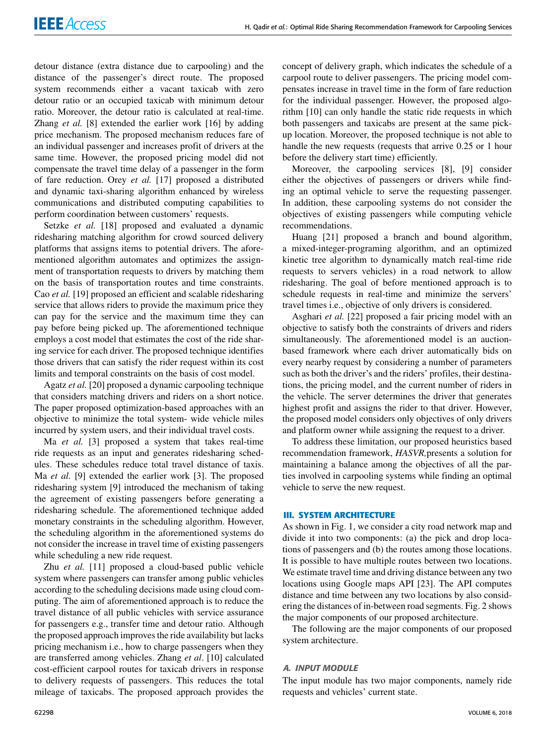detour distance (extra distance due to carpooling) and the distance of the passenger's direct route. The proposed system recommends either a vacant taxicab with zero detour ratio or an occupied taxicab with minimum detour ratio. Moreover, the detour ratio is calculated at real-time. Zhang *et al.* [8] extended the earlier work [16] by adding price mechanism. The proposed mechanism reduces fare of an individual passenger and increases profit of drivers at the same time. However, the proposed pricing model did not compensate the travel time delay of a passenger in the form of fare reduction. Orey *et al.* [17] proposed a distributed and dynamic taxi-sharing algorithm enhanced by wireless communications and distributed computing capabilities to perform coordination between customers' requests.

Setzke *et al.* [18] proposed and evaluated a dynamic ridesharing matching algorithm for crowd sourced delivery platforms that assigns items to potential drivers. The aforementioned algorithm automates and optimizes the assignment of transportation requests to drivers by matching them on the basis of transportation routes and time constraints. Cao *et al.* [19] proposed an efficient and scalable ridesharing service that allows riders to provide the maximum price they can pay for the service and the maximum time they can pay before being picked up. The aforementioned technique employs a cost model that estimates the cost of the ride sharing service for each driver. The proposed technique identifies those drivers that can satisfy the rider request within its cost limits and temporal constraints on the basis of cost model.

Agatz *et al.* [20] proposed a dynamic carpooling technique that considers matching drivers and riders on a short notice. The paper proposed optimization-based approaches with an objective to minimize the total system- wide vehicle miles incurred by system users, and their individual travel costs.

Ma *et al.* [3] proposed a system that takes real-time ride requests as an input and generates ridesharing schedules. These schedules reduce total travel distance of taxis. Ma *et al.* [9] extended the earlier work [3]. The proposed ridesharing system [9] introduced the mechanism of taking the agreement of existing passengers before generating a ridesharing schedule. The aforementioned technique added monetary constraints in the scheduling algorithm. However, the scheduling algorithm in the aforementioned systems do not consider the increase in travel time of existing passengers while scheduling a new ride request.

Zhu *et al.* [11] proposed a cloud-based public vehicle system where passengers can transfer among public vehicles according to the scheduling decisions made using cloud computing. The aim of aforementioned approach is to reduce the travel distance of all public vehicles with service assurance for passengers e.g., transfer time and detour ratio. Although the proposed approach improves the ride availability but lacks pricing mechanism i.e., how to charge passengers when they are transferred among vehicles. Zhang *et al*. [10] calculated cost-efficient carpool routes for taxicab drivers in response to delivery requests of passengers. This reduces the total mileage of taxicabs. The proposed approach provides the concept of delivery graph, which indicates the schedule of a carpool route to deliver passengers. The pricing model compensates increase in travel time in the form of fare reduction for the individual passenger. However, the proposed algorithm [10] can only handle the static ride requests in which both passengers and taxicabs are present at the same pickup location. Moreover, the proposed technique is not able to handle the new requests (requests that arrive 0.25 or 1 hour before the delivery start time) efficiently.

Moreover, the carpooling services [8], [9] consider either the objectives of passengers or drivers while finding an optimal vehicle to serve the requesting passenger. In addition, these carpooling systems do not consider the objectives of existing passengers while computing vehicle recommendations.

Huang [21] proposed a branch and bound algorithm, a mixed-integer-programing algorithm, and an optimized kinetic tree algorithm to dynamically match real-time ride requests to servers vehicles) in a road network to allow ridesharing. The goal of before mentioned approach is to schedule requests in real-time and minimize the servers' travel times i.e., objective of only drivers is considered.

Asghari *et al.* [22] proposed a fair pricing model with an objective to satisfy both the constraints of drivers and riders simultaneously. The aforementioned model is an auction-based framework where each driver automatically bids on every nearby request by considering a number of parameters such as both the driver's and the riders' profiles, their destinations, the pricing model, and the current number of riders in the vehicle. The server determines the driver that generates highest profit and assigns the rider to that driver. However, the proposed model considers only objectives of only drivers and platform owner while assigning the request to a driver.

To address these limitation, our proposed heuristics based recommendation framework, *HASVR,*presents a solution for maintaining a balance among the objectives of all the parties involved in carpooling systems while finding an optimal vehicle to serve the new request.

## III. SYSTEM ARCHITECTURE

As shown in Fig. 1, we consider a city road network map and divide it into two components: (a) the pick and drop locations of passengers and (b) the routes among those locations. It is possible to have multiple routes between two locations. We estimate travel time and driving distance between any two locations using Google maps API [23]. The API computes distance and time between any two locations by also considering the distances of in-between road segments. Fig. 2 shows the major components of our proposed architecture.

The following are the major components of our proposed system architecture.

### A. INPUT MODULE

The input module has two major components, namely ride requests and vehicles' current state.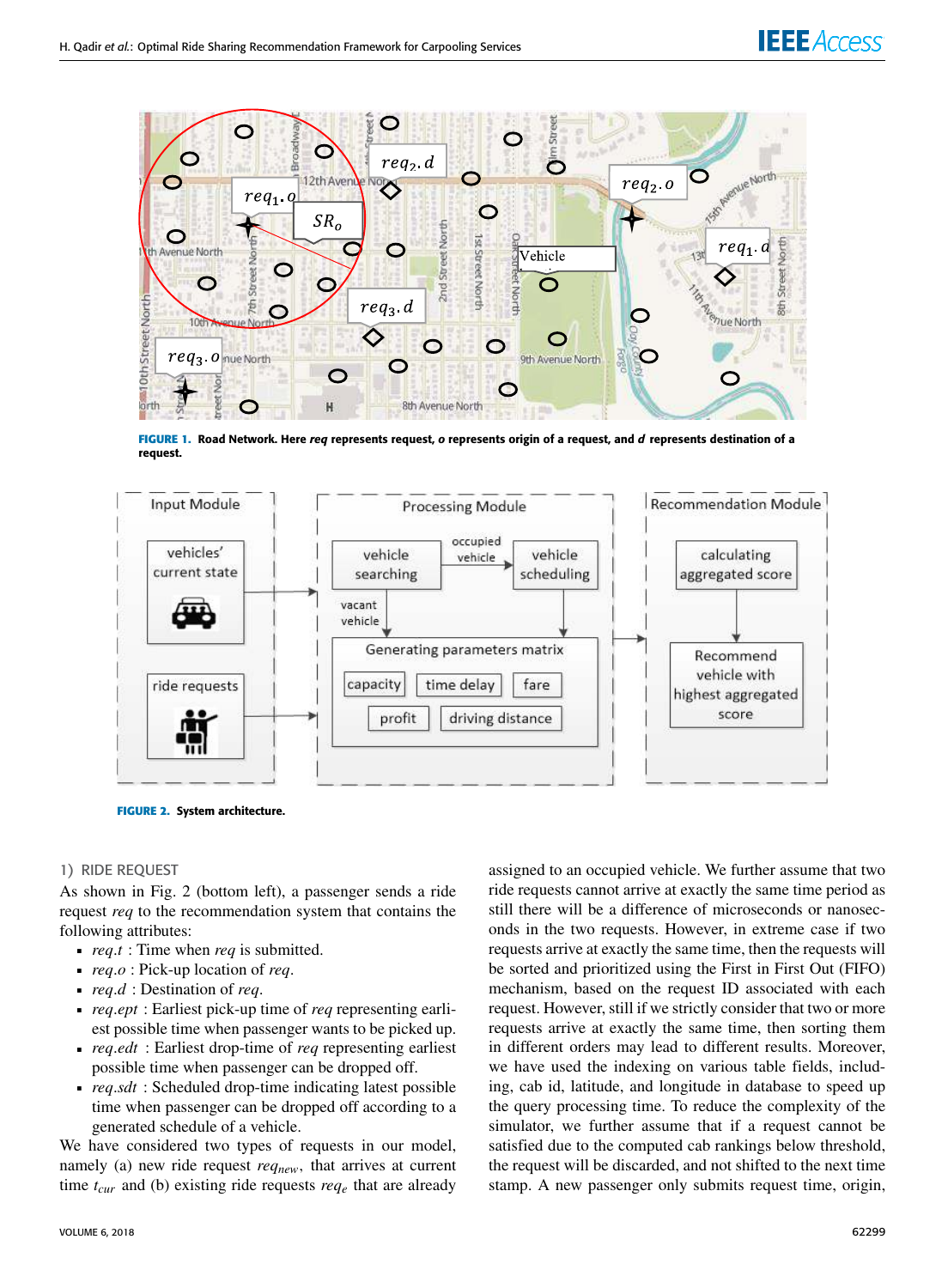FIGURE 1. Road Network. Here *req* represents request, *o* represents origin of a request, and *d* represents destination of a request.

FIGURE 2. System architecture.

### 1) RIDE REQUEST

As shown in Fig. 2 (bottom left), a passenger sends a ride request *req* to the recommendation system that contains the following attributes:

- *req.t* : Time when *req* is submitted.
- *req.o* : Pick-up location of *req*.
- *req.d* : Destination of *req*.
- *req.ept* : Earliest pick-up time of *req* representing earliest possible time when passenger wants to be picked up.
- *req.edt* : Earliest drop-time of *req* representing earliest possible time when passenger can be dropped off.
- *req.sdt* : Scheduled drop-time indicating latest possible time when passenger can be dropped off according to a generated schedule of a vehicle.

We have considered two types of requests in our model, namely (a) new ride request $req_{new}$, that arrives at current time $t_{cur}$ and (b) existing ride requests $req_e$ that are already assigned to an occupied vehicle. We further assume that two ride requests cannot arrive at exactly the same time period as still there will be a difference of microseconds or nanoseconds in the two requests. However, in extreme case if two requests arrive at exactly the same time, then the requests will be sorted and prioritized using the First in First Out (FIFO) mechanism, based on the request ID associated with each request. However, still if we strictly consider that two or more requests arrive at exactly the same time, then sorting them in different orders may lead to different results. Moreover, we have used the indexing on various table fields, including, cab id, latitude, and longitude in database to speed up the query processing time. To reduce the complexity of the simulator, we further assume that if a request cannot be satisfied due to the computed cab rankings below threshold, the request will be discarded, and not shifted to the next time stamp. A new passenger only submits request time, origin,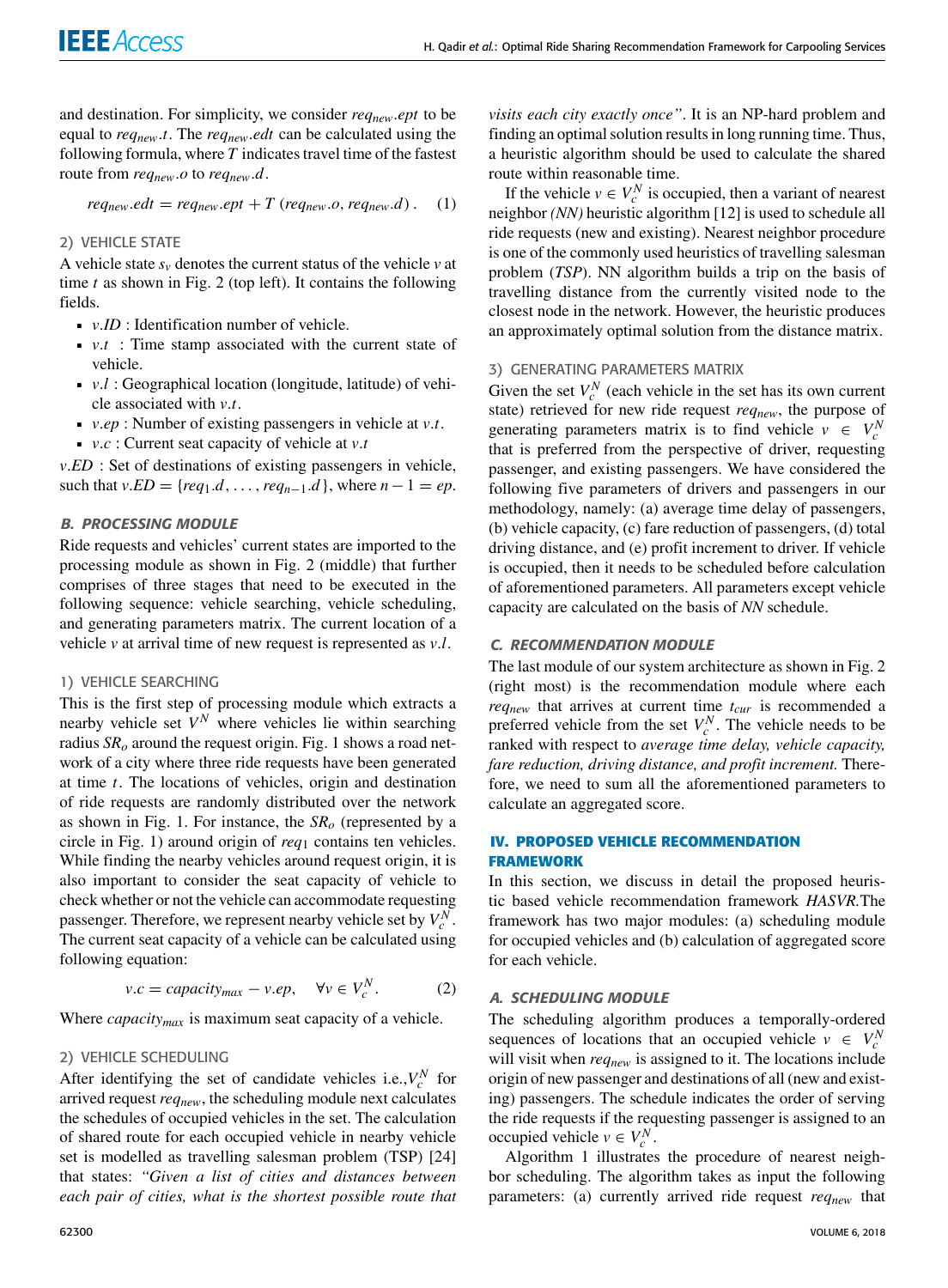and destination. For simplicity, we consider $req_{new}.ept$ to be equal to $req_{new}.t$. The $req_{new}.edt$ can be calculated using the following formula, where $T$ indicates travel time of the fastest route from $req_{new}.o$ to $req_{new}.d$.

$$req_{new}.edt = req_{new}.ept + T\,(req_{new}.o, req_{new}.d)\,. \quad (1)$$

#### 2) VEHICLE STATE

A vehicle state $s_v$ denotes the current status of the vehicle $v$ at time $t$ as shown in Fig. 2 (top left). It contains the following fields.

- $v.ID$ : Identification number of vehicle.
- $v.t$ : Time stamp associated with the current state of vehicle.
- $v.l$ : Geographical location (longitude, latitude) of vehicle associated with $v.t$.
- $v.ep$ : Number of existing passengers in vehicle at $v.t$.
- $v.c$ : Current seat capacity of vehicle at $v.t$

$v.ED$ : Set of destinations of existing passengers in vehicle, such that $v.ED = \{req_1.d, \ldots, req_{n-1}.d\}$, where $n - 1 = ep$.

### B. PROCESSING MODULE

Ride requests and vehicles' current states are imported to the processing module as shown in Fig. 2 (middle) that further comprises of three stages that need to be executed in the following sequence: vehicle searching, vehicle scheduling, and generating parameters matrix. The current location of a vehicle $v$ at arrival time of new request is represented as $v.l$.

#### 1) VEHICLE SEARCHING

This is the first step of processing module which extracts a nearby vehicle set $V^N$ where vehicles lie within searching radius $SR_o$ around the request origin. Fig. 1 shows a road network of a city where three ride requests have been generated at time $t$. The locations of vehicles, origin and destination of ride requests are randomly distributed over the network as shown in Fig. 1. For instance, the $SR_o$ (represented by a circle in Fig. 1) around origin of $req_1$ contains ten vehicles. While finding the nearby vehicles around request origin, it is also important to consider the seat capacity of vehicle to check whether or not the vehicle can accommodate requesting passenger. Therefore, we represent nearby vehicle set by $V_c^N$. The current seat capacity of a vehicle can be calculated using following equation:

$$v.c = capacity_{max} - v.ep, \quad \forall v \in V_c^N. \quad (2)$$

Where $capacity_{max}$ is maximum seat capacity of a vehicle.

#### 2) VEHICLE SCHEDULING

After identifying the set of candidate vehicles i.e.,$V_c^N$ for arrived request $req_{new}$, the scheduling module next calculates the schedules of occupied vehicles in the set. The calculation of shared route for each occupied vehicle in nearby vehicle set is modelled as travelling salesman problem (TSP) [24] that states: *"Given a list of cities and distances between each pair of cities, what is the shortest possible route that visits each city exactly once"*. It is an NP-hard problem and finding an optimal solution results in long running time. Thus, a heuristic algorithm should be used to calculate the shared route within reasonable time.

If the vehicle $v \in V_c^N$ is occupied, then a variant of nearest neighbor *(NN)* heuristic algorithm [12] is used to schedule all ride requests (new and existing). Nearest neighbor procedure is one of the commonly used heuristics of travelling salesman problem (*TSP*). NN algorithm builds a trip on the basis of travelling distance from the currently visited node to the closest node in the network. However, the heuristic produces an approximately optimal solution from the distance matrix.

#### 3) GENERATING PARAMETERS MATRIX

Given the set $V_c^N$ (each vehicle in the set has its own current state) retrieved for new ride request $req_{new}$, the purpose of generating parameters matrix is to find vehicle $v \in V_c^N$ that is preferred from the perspective of driver, requesting passenger, and existing passengers. We have considered the following five parameters of drivers and passengers in our methodology, namely: (a) average time delay of passengers, (b) vehicle capacity, (c) fare reduction of passengers, (d) total driving distance, and (e) profit increment to driver. If vehicle is occupied, then it needs to be scheduled before calculation of aforementioned parameters. All parameters except vehicle capacity are calculated on the basis of *NN* schedule.

### C. RECOMMENDATION MODULE

The last module of our system architecture as shown in Fig. 2 (right most) is the recommendation module where each $req_{new}$ that arrives at current time $t_{cur}$ is recommended a preferred vehicle from the set $V_c^N$. The vehicle needs to be ranked with respect to *average time delay, vehicle capacity, fare reduction, driving distance, and profit increment.* Therefore, we need to sum all the aforementioned parameters to calculate an aggregated score.

## IV. PROPOSED VEHICLE RECOMMENDATION FRAMEWORK

In this section, we discuss in detail the proposed heuristic based vehicle recommendation framework *HASVR*.The framework has two major modules: (a) scheduling module for occupied vehicles and (b) calculation of aggregated score for each vehicle.

### A. SCHEDULING MODULE

The scheduling algorithm produces a temporally-ordered sequences of locations that an occupied vehicle $v \in V_c^N$ will visit when $req_{new}$ is assigned to it. The locations include origin of new passenger and destinations of all (new and existing) passengers. The schedule indicates the order of serving the ride requests if the requesting passenger is assigned to an occupied vehicle $v \in V_c^N$.

Algorithm 1 illustrates the procedure of nearest neighbor scheduling. The algorithm takes as input the following parameters: (a) currently arrived ride request $req_{new}$ that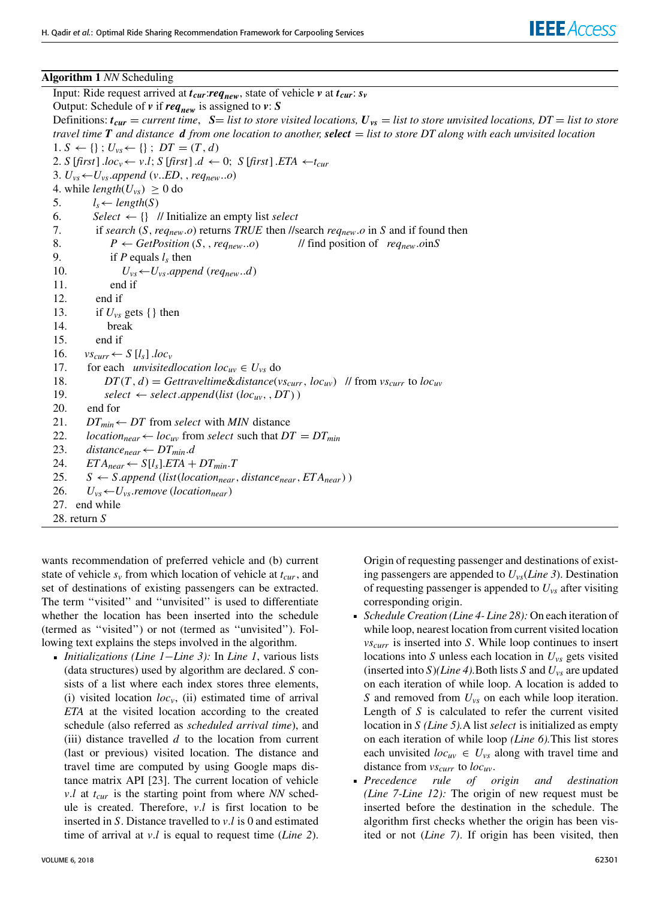**Algorithm 1** *NN* Scheduling

Input: Ride request arrived at $\boldsymbol{t_{cur}}$:$\boldsymbol{req_{new}}$, state of vehicle $\boldsymbol{v}$ at $\boldsymbol{t_{cur}}$: $\boldsymbol{s_v}$

Output: Schedule of $\boldsymbol{v}$ if $\boldsymbol{req_{new}}$ is assigned to $\boldsymbol{v}$: $\boldsymbol{S}$

Definitions: $\boldsymbol{t_{cur}}$ = *current time*, $\boldsymbol{S}$= *list to store visited locations*, $\boldsymbol{U_{vs}}$ = *list to store unvisited locations*, $DT$ = *list to store travel time* $\boldsymbol{T}$ *and distance* $\boldsymbol{d}$ *from one location to another*, ***select*** = *list to store DT along with each unvisited location*

```
1. S ← {} ; U_vs ← {} ; DT = (T, d)
2. S[first].loc_v ← v.l; S[first].d ← 0; S[first].ETA ← t_cur
3. U_vs ← U_vs.append(v..ED, , req_new..o)
4. while length(U_vs) ≥ 0 do
5.     l_s ← length(S)
6.     Select ← {}  // Initialize an empty list select
7.     if search(S, req_new.o) returns TRUE then //search req_new.o in S and if found then
8.         P ← GetPosition(S, , req_new..o)        // find position of req_new.o in S
9.         if P equals l_s then
10.            U_vs ← U_vs.append(req_new..d)
11.        end if
12.    end if
13.    if U_vs gets {} then
14.        break
15.    end if
16.    vs_curr ← S[l_s].loc_v
17.    for each unvisitedlocation loc_uv ∈ U_vs do
18.        DT(T, d) = Gettraveltime&distance(vs_curr, loc_uv)  // from vs_curr to loc_uv
19.        select ← select.append(list(loc_uv, , DT))
20.    end for
21.    DT_min ← DT from select with MIN distance
22.    location_near ← loc_uv from select such that DT = DT_min
23.    distance_near ← DT_min.d
24.    ETA_near ← S[l_s].ETA + DT_min.T
25.    S ← S.append(list(location_near, distance_near, ETA_near))
26.    U_vs ← U_vs.remove(location_near)
27. end while
28. return S
```

wants recommendation of preferred vehicle and (b) current state of vehicle $s_v$ from which location of vehicle at $t_{cur}$, and set of destinations of existing passengers can be extracted. The term ''visited'' and ''unvisited'' is used to differentiate whether the location has been inserted into the schedule (termed as ''visited'') or not (termed as ''unvisited''). Following text explains the steps involved in the algorithm.

- *Initializations (Line 1−Line 3):* In *Line 1*, various lists (data structures) used by algorithm are declared. $S$ consists of a list where each index stores three elements, (i) visited location $loc_v$, (ii) estimated time of arrival *ETA* at the visited location according to the created schedule (also referred as *scheduled arrival time*), and (iii) distance travelled $d$ to the location from current (last or previous) visited location. The distance and travel time are computed by using Google maps distance matrix API [23]. The current location of vehicle $v.l$ at $t_{cur}$ is the starting point from where *NN* schedule is created. Therefore, $v.l$ is first location to be inserted in $S$. Distance travelled to $v.l$ is 0 and estimated time of arrival at $v.l$ is equal to request time (*Line 2*). Origin of requesting passenger and destinations of existing passengers are appended to $U_{vs}$(*Line 3*). Destination of requesting passenger is appended to $U_{vs}$ after visiting corresponding origin.
- *Schedule Creation (Line 4- Line 28):* On each iteration of while loop, nearest location from current visited location $vs_{curr}$ is inserted into $S$. While loop continues to insert locations into $S$ unless each location in $U_{vs}$ gets visited (inserted into $S$)*(Line 4).*Both lists $S$ and $U_{vs}$ are updated on each iteration of while loop. A location is added to $S$ and removed from $U_{vs}$ on each while loop iteration. Length of $S$ is calculated to refer the current visited location in $S$ *(Line 5).*A list *select* is initialized as empty on each iteration of while loop *(Line 6).*This list stores each unvisited $loc_{uv} \in U_{vs}$ along with travel time and distance from $vs_{curr}$ to $loc_{uv}$.
- *Precedence rule of origin and destination (Line 7-Line 12):* The origin of new request must be inserted before the destination in the schedule. The algorithm first checks whether the origin has been visited or not (*Line 7*). If origin has been visited, then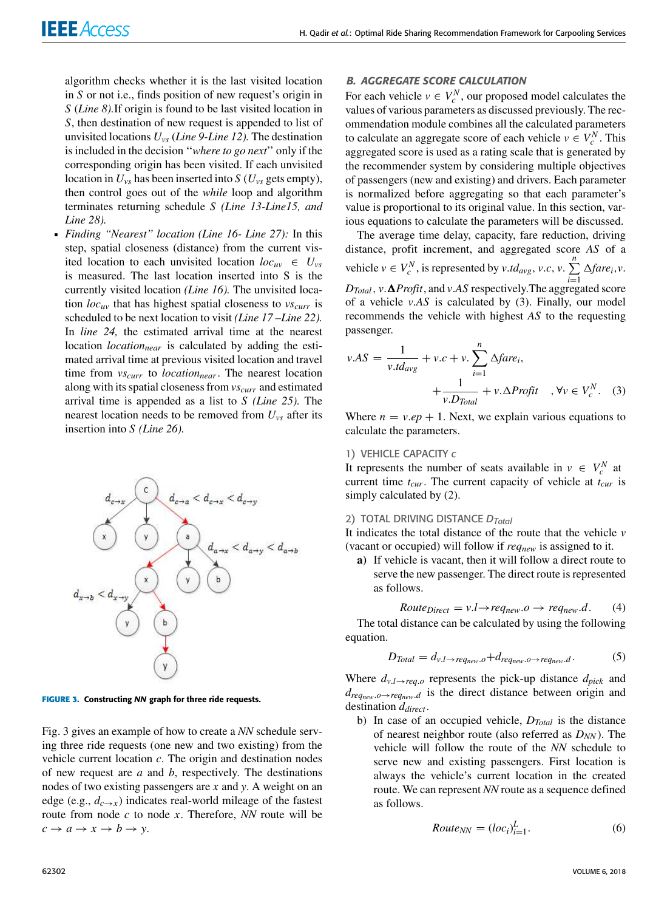algorithm checks whether it is the last visited location in $S$ or not i.e., finds position of new request's origin in $S$ (*Line 8).*If origin is found to be last visited location in $S$, then destination of new request is appended to list of unvisited locations $U_{vs}$ (*Line 9-Line 12).* The destination is included in the decision "*where to go next*" only if the corresponding origin has been visited. If each unvisited location in $U_{vs}$ has been inserted into $S$ ($U_{vs}$ gets empty), then control goes out of the *while* loop and algorithm terminates returning schedule $S$ *(Line 13-Line15, and Line 28).*

- *Finding "Nearest" location (Line 16- Line 27):* In this step, spatial closeness (distance) from the current visited location to each unvisited location $loc_{uv} \in U_{vs}$ is measured. The last location inserted into S is the currently visited location *(Line 16).* The unvisited location $loc_{uv}$ that has highest spatial closeness to $vs_{curr}$ is scheduled to be next location to visit *(Line 17 –Line 22).* In *line 24,* the estimated arrival time at the nearest location $location_{near}$ is calculated by adding the estimated arrival time at previous visited location and travel time from $vs_{curr}$ to $location_{near}$. The nearest location along with its spatial closeness from $vs_{curr}$ and estimated arrival time is appended as a list to $S$ *(Line 25).* The nearest location needs to be removed from $U_{vs}$ after its insertion into $S$ *(Line 26).*

**FIGURE 3.** Constructing *NN* graph for three ride requests.

Fig. 3 gives an example of how to create a *NN* schedule serving three ride requests (one new and two existing) from the vehicle current location $c$. The origin and destination nodes of new request are $a$ and $b$, respectively. The destinations nodes of two existing passengers are $x$ and $y$. A weight on an edge (e.g., $d_{c\rightarrow x}$) indicates real-world mileage of the fastest route from node $c$ to node $x$. Therefore, *NN* route will be $c \rightarrow a \rightarrow x \rightarrow b \rightarrow y$.

### *B. AGGREGATE SCORE CALCULATION*

For each vehicle $v \in V_c^N$, our proposed model calculates the values of various parameters as discussed previously. The recommendation module combines all the calculated parameters to calculate an aggregate score of each vehicle $v \in V_c^N$. This aggregated score is used as a rating scale that is generated by the recommender system by considering multiple objectives of passengers (new and existing) and drivers. Each parameter is normalized before aggregating so that each parameter's value is proportional to its original value. In this section, various equations to calculate the parameters will be discussed.

The average time delay, capacity, fare reduction, driving distance, profit increment, and aggregated score $AS$ of a vehicle $v \in V_c^N$, is represented by $v.td_{avg}$, $v.c$, $v.\sum_{i=1}^{n} \Delta fare_i$, $v.D_{Total}$, $v.\boldsymbol{\Delta} Profit$, and $v.AS$ respectively.The aggregated score of a vehicle $v.AS$ is calculated by (3). Finally, our model recommends the vehicle with highest $AS$ to the requesting passenger.

$$v.AS = \frac{1}{v.td_{avg}} + v.c + v.\sum_{i=1}^{n} \Delta fare_i, + \frac{1}{v.D_{Total}} + v.\Delta Profit \quad , \forall v \in V_c^N. \quad (3)$$

Where $n = v.ep + 1$. Next, we explain various equations to calculate the parameters.

#### 1) VEHICLE CAPACITY $c$

It represents the number of seats available in $v \in V_c^N$ at current time $t_{cur}$. The current capacity of vehicle at $t_{cur}$ is simply calculated by (2).

#### 2) TOTAL DRIVING DISTANCE $D_{Total}$

It indicates the total distance of the route that the vehicle $v$ (vacant or occupied) will follow if $req_{new}$ is assigned to it.

**a)** If vehicle is vacant, then it will follow a direct route to serve the new passenger. The direct route is represented as follows.

$$Route_{Direct} = v.l \rightarrow req_{new}.o \rightarrow req_{new}.d. \quad (4)$$

The total distance can be calculated by using the following equation.

$$D_{Total} = d_{v.l \rightarrow req_{new}.o} + d_{req_{new}.o \rightarrow req_{new}.d}. \quad (5)$$

Where $d_{v.l \rightarrow req.o}$ represents the pick-up distance $d_{pick}$ and $d_{req_{new}.o \rightarrow req_{new}.d}$ is the direct distance between origin and destination $d_{direct}$.

b) In case of an occupied vehicle, $D_{Total}$ is the distance of nearest neighbor route (also referred as $D_{NN}$). The vehicle will follow the route of the *NN* schedule to serve new and existing passengers. First location is always the vehicle's current location in the created route. We can represent *NN* route as a sequence defined as follows.

$$Route_{NN} = (loc_i)_{i=1}^{L}. \quad (6)$$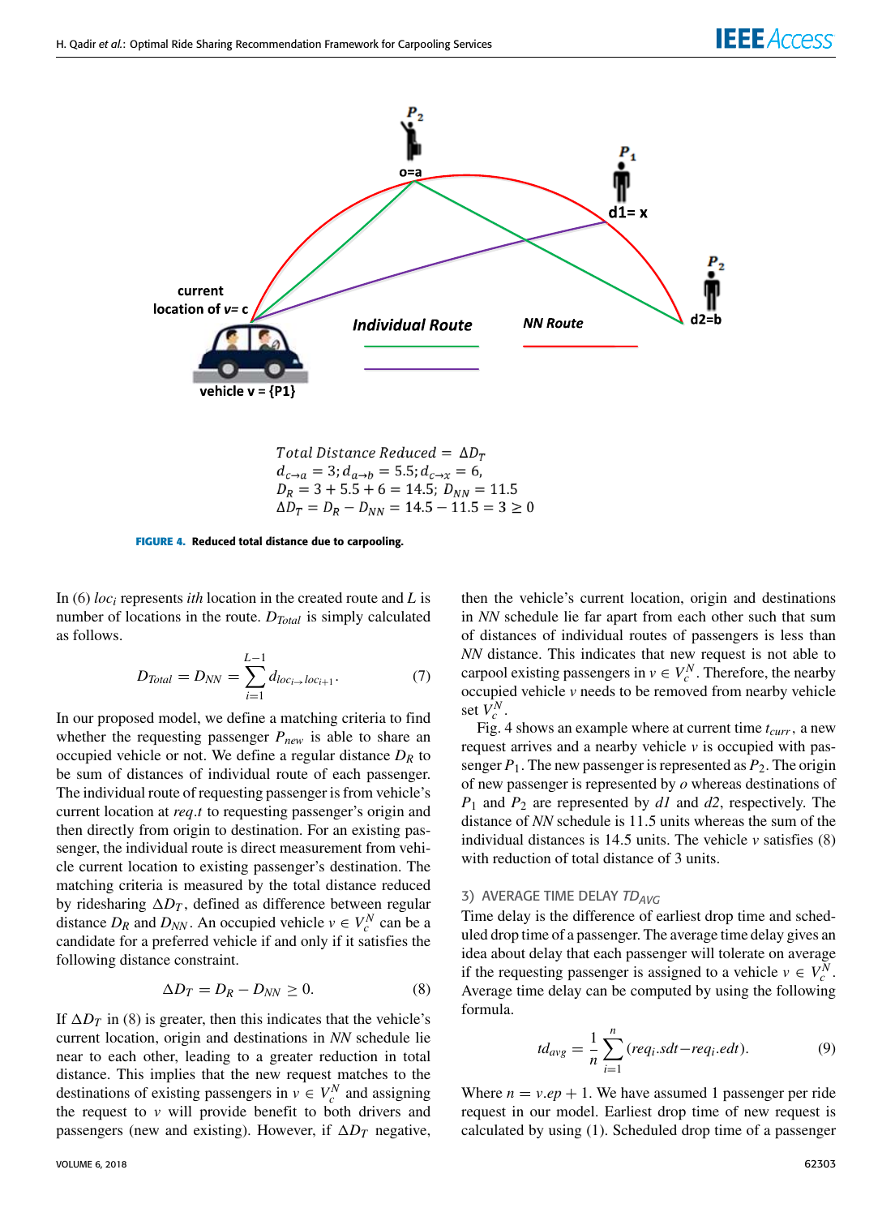Total Distance Reduced $= \Delta D_T$

$d_{c \to a} = 3; d_{a \to b} = 5.5; d_{c \to x} = 6,$

$D_R = 3 + 5.5 + 6 = 14.5;\ D_{NN} = 11.5$

$\Delta D_T = D_R - D_{NN} = 14.5 - 11.5 = 3 \geq 0$

**FIGURE 4. Reduced total distance due to carpooling.**

In (6) $loc_i$ represents *ith* location in the created route and $L$ is number of locations in the route. $D_{Total}$ is simply calculated as follows.

$$D_{Total} = D_{NN} = \sum_{i=1}^{L-1} d_{loc_i \to loc_{i+1}}. \tag{7}$$

In our proposed model, we define a matching criteria to find whether the requesting passenger $P_{new}$ is able to share an occupied vehicle or not. We define a regular distance $D_R$ to be sum of distances of individual route of each passenger. The individual route of requesting passenger is from vehicle's current location at *req.t* to requesting passenger's origin and then directly from origin to destination. For an existing passenger, the individual route is direct measurement from vehicle current location to existing passenger's destination. The matching criteria is measured by the total distance reduced by ridesharing $\Delta D_T$, defined as difference between regular distance $D_R$ and $D_{NN}$. An occupied vehicle $v \in V_c^N$ can be a candidate for a preferred vehicle if and only if it satisfies the following distance constraint.

$$\Delta D_T = D_R - D_{NN} \geq 0. \tag{8}$$

If $\Delta D_T$ in (8) is greater, then this indicates that the vehicle's current location, origin and destinations in *NN* schedule lie near to each other, leading to a greater reduction in total distance. This implies that the new request matches to the destinations of existing passengers in $v \in V_c^N$ and assigning the request to $v$ will provide benefit to both drivers and passengers (new and existing). However, if $\Delta D_T$ negative, then the vehicle's current location, origin and destinations in *NN* schedule lie far apart from each other such that sum of distances of individual routes of passengers is less than *NN* distance. This indicates that new request is not able to carpool existing passengers in $v \in V_c^N$. Therefore, the nearby occupied vehicle $v$ needs to be removed from nearby vehicle set $V_c^N$.

Fig. 4 shows an example where at current time $t_{curr}$, a new request arrives and a nearby vehicle $v$ is occupied with passenger $P_1$. The new passenger is represented as $P_2$. The origin of new passenger is represented by $o$ whereas destinations of $P_1$ and $P_2$ are represented by *d1* and *d2*, respectively. The distance of *NN* schedule is 11.5 units whereas the sum of the individual distances is 14.5 units. The vehicle $v$ satisfies (8) with reduction of total distance of 3 units.

### 3) AVERAGE TIME DELAY $TD_{AVG}$

Time delay is the difference of earliest drop time and scheduled drop time of a passenger. The average time delay gives an idea about delay that each passenger will tolerate on average if the requesting passenger is assigned to a vehicle $v \in V_c^N$. Average time delay can be computed by using the following formula.

$$td_{avg} = \frac{1}{n} \sum_{i=1}^{n} (req_i.sdt - req_i.edt). \tag{9}$$

Where $n = v.ep + 1$. We have assumed 1 passenger per ride request in our model. Earliest drop time of new request is calculated by using (1). Scheduled drop time of a passenger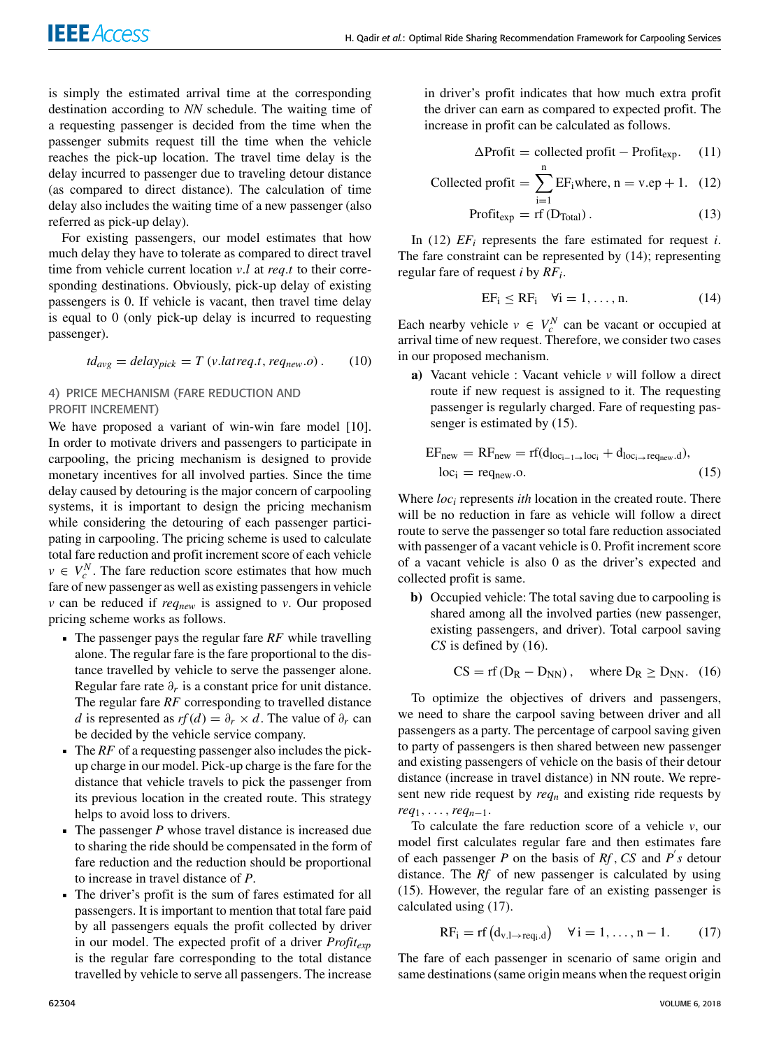is simply the estimated arrival time at the corresponding destination according to *NN* schedule. The waiting time of a requesting passenger is decided from the time when the passenger submits request till the time when the vehicle reaches the pick-up location. The travel time delay is the delay incurred to passenger due to traveling detour distance (as compared to direct distance). The calculation of time delay also includes the waiting time of a new passenger (also referred as pick-up delay).

For existing passengers, our model estimates that how much delay they have to tolerate as compared to direct travel time from vehicle current location $v.l$ at $req.t$ to their corresponding destinations. Obviously, pick-up delay of existing passengers is 0. If vehicle is vacant, then travel time delay is equal to 0 (only pick-up delay is incurred to requesting passenger).

$$td_{avg} = delay_{pick} = T\left(v.latreq.t, req_{new}.o\right). \quad (10)$$

### 4) PRICE MECHANISM (FARE REDUCTION AND PROFIT INCREMENT)

We have proposed a variant of win-win fare model [10]. In order to motivate drivers and passengers to participate in carpooling, the pricing mechanism is designed to provide monetary incentives for all involved parties. Since the time delay caused by detouring is the major concern of carpooling systems, it is important to design the pricing mechanism while considering the detouring of each passenger participating in carpooling. The pricing scheme is used to calculate total fare reduction and profit increment score of each vehicle $v \in V_c^N$. The fare reduction score estimates that how much fare of new passenger as well as existing passengers in vehicle $v$ can be reduced if $req_{new}$ is assigned to $v$. Our proposed pricing scheme works as follows.

- The passenger pays the regular fare *RF* while travelling alone. The regular fare is the fare proportional to the distance travelled by vehicle to serve the passenger alone. Regular fare rate $\partial_r$ is a constant price for unit distance. The regular fare *RF* corresponding to travelled distance $d$ is represented as $rf(d) = \partial_r \times d$. The value of $\partial_r$ can be decided by the vehicle service company.
- The *RF* of a requesting passenger also includes the pick-up charge in our model. Pick-up charge is the fare for the distance that vehicle travels to pick the passenger from its previous location in the created route. This strategy helps to avoid loss to drivers.
- The passenger *P* whose travel distance is increased due to sharing the ride should be compensated in the form of fare reduction and the reduction should be proportional to increase in travel distance of *P*.
- The driver's profit is the sum of fares estimated for all passengers. It is important to mention that total fare paid by all passengers equals the profit collected by driver in our model. The expected profit of a driver $Profit_{exp}$ is the regular fare corresponding to the total distance travelled by vehicle to serve all passengers. The increase in driver's profit indicates that how much extra profit the driver can earn as compared to expected profit. The increase in profit can be calculated as follows.

$$\Delta\text{Profit} = \text{collected profit} - \text{Profit}_{\text{exp}}. \quad (11)$$

$$\text{Collected profit} = \sum_{i=1}^{n} \text{EF}_i \text{where}, \; n = v.ep + 1. \quad (12)$$

$$\text{Profit}_{\text{exp}} = \text{rf}\left(\text{D}_{\text{Total}}\right). \quad (13)$$

In (12) $EF_i$ represents the fare estimated for request $i$. The fare constraint can be represented by (14); representing regular fare of request $i$ by $RF_i$.

$$\text{EF}_i \leq \text{RF}_i \quad \forall \text{i} = 1, \ldots, \text{n}. \quad (14)$$

Each nearby vehicle $v \in V_c^N$ can be vacant or occupied at arrival time of new request. Therefore, we consider two cases in our proposed mechanism.

**a)** Vacant vehicle : Vacant vehicle $v$ will follow a direct route if new request is assigned to it. The requesting passenger is regularly charged. Fare of requesting passenger is estimated by (15).

$$\text{EF}_{\text{new}} = \text{RF}_{\text{new}} = \text{rf}(\text{d}_{\text{loc}_{i-1} \to \text{loc}_i} + \text{d}_{\text{loc}_i \to \text{req}_{\text{new}}.\text{d}}),$$
$$\text{loc}_i = \text{req}_{\text{new}}.\text{o}. \quad (15)$$

Where $loc_i$ represents *ith* location in the created route. There will be no reduction in fare as vehicle will follow a direct route to serve the passenger so total fare reduction associated with passenger of a vacant vehicle is 0. Profit increment score of a vacant vehicle is also 0 as the driver's expected and collected profit is same.

**b)** Occupied vehicle: The total saving due to carpooling is shared among all the involved parties (new passenger, existing passengers, and driver). Total carpool saving *CS* is defined by (16).

$$\text{CS} = \text{rf}\left(\text{D}_\text{R} - \text{D}_{\text{NN}}\right), \quad \text{where } \text{D}_\text{R} \geq \text{D}_{\text{NN}}. \quad (16)$$

To optimize the objectives of drivers and passengers, we need to share the carpool saving between driver and all passengers as a party. The percentage of carpool saving given to party of passengers is then shared between new passenger and existing passengers of vehicle on the basis of their detour distance (increase in travel distance) in NN route. We represent new ride request by $req_n$ and existing ride requests by $req_1, \ldots, req_{n-1}$.

To calculate the fare reduction score of a vehicle $v$, our model first calculates regular fare and then estimates fare of each passenger *P* on the basis of *Rf*, *CS* and $P's$ detour distance. The *Rf* of new passenger is calculated by using (15). However, the regular fare of an existing passenger is calculated using (17).

$$\text{RF}_i = \text{rf}\left(\text{d}_{\text{v.l} \to \text{req}_i.\text{d}}\right) \quad \forall \text{i} = 1, \ldots, \text{n} - 1. \quad (17)$$

The fare of each passenger in scenario of same origin and same destinations (same origin means when the request origin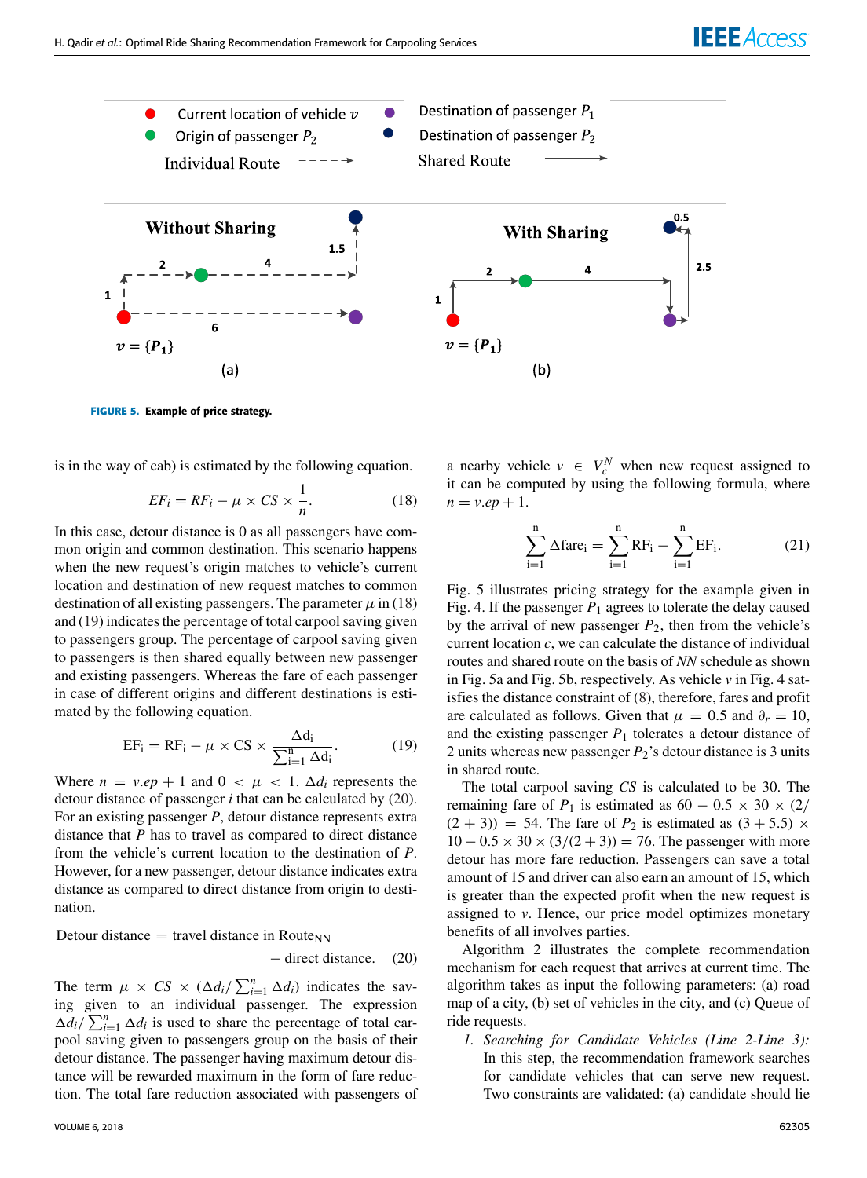FIGURE 5. Example of price strategy.

is in the way of cab) is estimated by the following equation.

$$EF_i = RF_i - \mu \times CS \times \frac{1}{n}. \tag{18}$$

In this case, detour distance is 0 as all passengers have common origin and common destination. This scenario happens when the new request's origin matches to vehicle's current location and destination of new request matches to common destination of all existing passengers. The parameter $\mu$ in (18) and (19) indicates the percentage of total carpool saving given to passengers group. The percentage of carpool saving given to passengers is then shared equally between new passenger and existing passengers. Whereas the fare of each passenger in case of different origins and different destinations is estimated by the following equation.

$$\mathrm{EF_i} = \mathrm{RF_i} - \mu \times \mathrm{CS} \times \frac{\Delta \mathrm{d_i}}{\sum_{\mathrm{i=1}}^{\mathrm{n}} \Delta \mathrm{d_i}}. \tag{19}$$

Where $n = v.ep + 1$ and $0 < \mu < 1$. $\Delta d_i$ represents the detour distance of passenger $i$ that can be calculated by (20). For an existing passenger $P$, detour distance represents extra distance that $P$ has to travel as compared to direct distance from the vehicle's current location to the destination of $P$. However, for a new passenger, detour distance indicates extra distance as compared to direct distance from origin to destination.

$$\text{Detour distance} = \text{travel distance in Route}_{\mathrm{NN}} - \text{direct distance}. \tag{20}$$

The term $\mu \times CS \times (\Delta d_i / \sum_{i=1}^{n} \Delta d_i)$ indicates the saving given to an individual passenger. The expression $\Delta d_i / \sum_{i=1}^{n} \Delta d_i$ is used to share the percentage of total carpool saving given to passengers group on the basis of their detour distance. The passenger having maximum detour distance will be rewarded maximum in the form of fare reduction. The total fare reduction associated with passengers of a nearby vehicle $v \in V_c^N$ when new request assigned to it can be computed by using the following formula, where $n = v.ep + 1$.

$$\sum_{\mathrm{i=1}}^{\mathrm{n}} \Delta \mathrm{fare_i} = \sum_{\mathrm{i=1}}^{\mathrm{n}} \mathrm{RF_i} - \sum_{\mathrm{i=1}}^{\mathrm{n}} \mathrm{EF_i}. \tag{21}$$

Fig. 5 illustrates pricing strategy for the example given in Fig. 4. If the passenger $P_1$ agrees to tolerate the delay caused by the arrival of new passenger $P_2$, then from the vehicle's current location $c$, we can calculate the distance of individual routes and shared route on the basis of *NN* schedule as shown in Fig. 5a and Fig. 5b, respectively. As vehicle $v$ in Fig. 4 satisfies the distance constraint of (8), therefore, fares and profit are calculated as follows. Given that $\mu = 0.5$ and $\partial_r = 10$, and the existing passenger $P_1$ tolerates a detour distance of 2 units whereas new passenger $P_2$'s detour distance is 3 units in shared route.

The total carpool saving *CS* is calculated to be 30. The remaining fare of $P_1$ is estimated as $60 - 0.5 \times 30 \times (2/(2+3)) = 54$. The fare of $P_2$ is estimated as $(3+5.5) \times 10 - 0.5 \times 30 \times (3/(2+3)) = 76$. The passenger with more detour has more fare reduction. Passengers can save a total amount of 15 and driver can also earn an amount of 15, which is greater than the expected profit when the new request is assigned to $v$. Hence, our price model optimizes monetary benefits of all involves parties.

Algorithm 2 illustrates the complete recommendation mechanism for each request that arrives at current time. The algorithm takes as input the following parameters: (a) road map of a city, (b) set of vehicles in the city, and (c) Queue of ride requests.

1. *Searching for Candidate Vehicles (Line 2-Line 3):* In this step, the recommendation framework searches for candidate vehicles that can serve new request. Two constraints are validated: (a) candidate should lie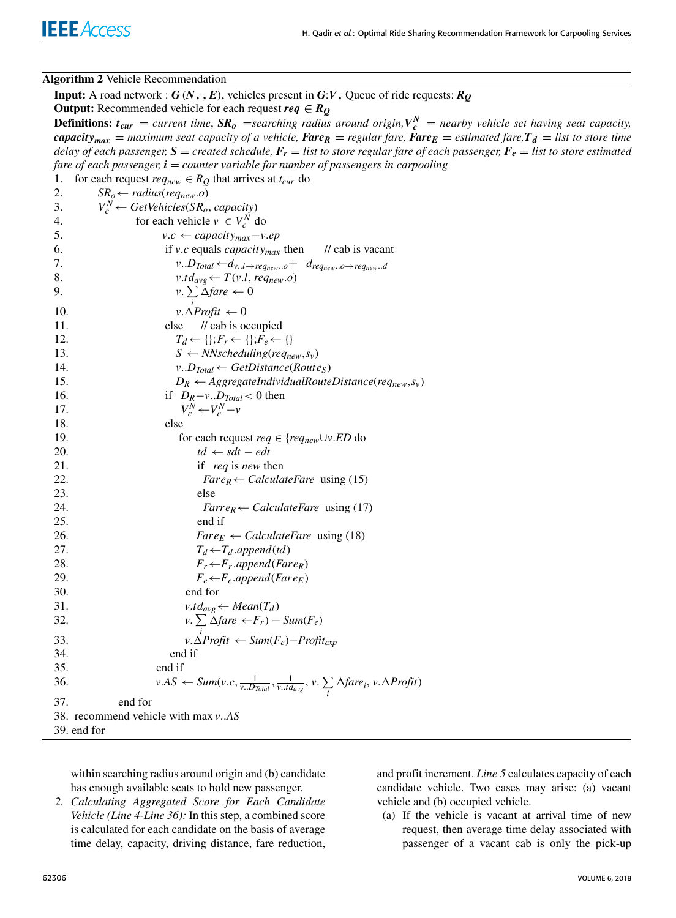**Algorithm 2** Vehicle Recommendation

**Input:** A road network : $\boldsymbol{G}(\boldsymbol{N},,\boldsymbol{E})$, vehicles present in $\boldsymbol{G}$:$\boldsymbol{V}$, Queue of ride requests: $\boldsymbol{R_Q}$

**Output:** Recommended vehicle for each request $\boldsymbol{req} \in \boldsymbol{R_Q}$

**Definitions:** $\boldsymbol{t_{cur}}$ *= current time*, $\boldsymbol{SR_o}$ *=searching radius around origin,* $\boldsymbol{V_c^N}$ *= nearby vehicle set having seat capacity,* $\boldsymbol{capacity_{max}}$ *= maximum seat capacity of a vehicle,* $\boldsymbol{Fare_R}$ *= regular fare,* $\boldsymbol{Fare_E}$ *= estimated fare,*$\boldsymbol{T_d}$ *= list to store time delay of each passenger,* $\boldsymbol{S}$ *= created schedule,* $\boldsymbol{F_r}$ *= list to store regular fare of each passenger,* $\boldsymbol{F_e}$ *= list to store estimated fare of each passenger,* $\boldsymbol{i}$ *= counter variable for number of passengers in carpooling*

1. for each request $req_{new} \in R_Q$ that arrives at $t_{cur}$ do
2. $\quad SR_o \leftarrow radius(req_{new}.o)$
3. $\quad V_c^N \leftarrow GetVehicles(SR_o, capacity)$
4. $\qquad$ for each vehicle $v \in V_c^N$ do
5. $\qquad\quad v.c \leftarrow capacity_{max} - v.ep$
6. $\qquad\quad$ if $v.c$ equals $capacity_{max}$ then // cab is vacant
7. $\qquad\qquad v..D_{Total} \leftarrow d_{v..l \rightarrow req_{new}..o} + \ d_{req_{new}..o \rightarrow req_{new}..d}$
8. $\qquad\qquad v.td_{avg} \leftarrow T(v.l, req_{new}.o)$
9. $\qquad\qquad v.\sum_i \Delta fare \leftarrow 0$
10. $\qquad\qquad v.\Delta Profit \leftarrow 0$
11. $\qquad\quad$ else // cab is occupied
12. $\qquad\qquad T_d \leftarrow \{\}; F_r \leftarrow \{\}; F_e \leftarrow \{\}$
13. $\qquad\qquad S \leftarrow NNscheduling(req_{new}, s_v)$
14. $\qquad\qquad v..D_{Total} \leftarrow GetDistance(Route_S)$
15. $\qquad\qquad D_R \leftarrow AggregateIndividualRouteDistance(req_{new}, s_v)$
16. $\qquad\quad$ if $D_R - v..D_{Total} < 0$ then
17. $\qquad\qquad V_c^N \leftarrow V_c^N - v$
18. $\qquad\quad$ else
19. $\qquad\qquad$ for each request $req \in \{req_{new} \cup v.ED$ do
20. $\qquad\qquad\quad td \leftarrow sdt - edt$
21. $\qquad\qquad\quad$ if $req$ is *new* then
22. $\qquad\qquad\qquad Fare_R \leftarrow CalculateFare$ using (15)
23. $\qquad\qquad\quad$ else
24. $\qquad\qquad\qquad Farre_R \leftarrow CalculateFare$ using (17)
25. $\qquad\qquad\quad$ end if
26. $\qquad\qquad\quad Fare_E \leftarrow CalculateFare$ using (18)
27. $\qquad\qquad\quad T_d \leftarrow T_d.append(td)$
28. $\qquad\qquad\quad F_r \leftarrow F_r.append(Fare_R)$
29. $\qquad\qquad\quad F_e \leftarrow F_e.append(Fare_E)$
30. $\qquad\qquad$ end for
31. $\qquad\qquad v.td_{avg} \leftarrow Mean(T_d)$
32. $\qquad\qquad v.\sum_i \Delta fare \leftarrow F_r) - Sum(F_e)$
33. $\qquad\qquad v.\Delta Profit \leftarrow Sum(F_e) - Profit_{exp}$
34. $\qquad\quad$ end if
35. $\qquad$ end if
36. $\qquad v.AS \leftarrow Sum(v.c, \frac{1}{v..D_{Total}}, \frac{1}{v..td_{avg}}, v.\sum_i \Delta fare_i, v.\Delta Profit)$
37. $\quad$ end for
38. recommend vehicle with max $v..AS$
39. end for

within searching radius around origin and (b) candidate has enough available seats to hold new passenger.

2. *Calculating Aggregated Score for Each Candidate Vehicle (Line 4-Line 36):* In this step, a combined score is calculated for each candidate on the basis of average time delay, capacity, driving distance, fare reduction, and profit increment. *Line 5* calculates capacity of each candidate vehicle. Two cases may arise: (a) vacant vehicle and (b) occupied vehicle.
   (a) If the vehicle is vacant at arrival time of new request, then average time delay associated with passenger of a vacant cab is only the pick-up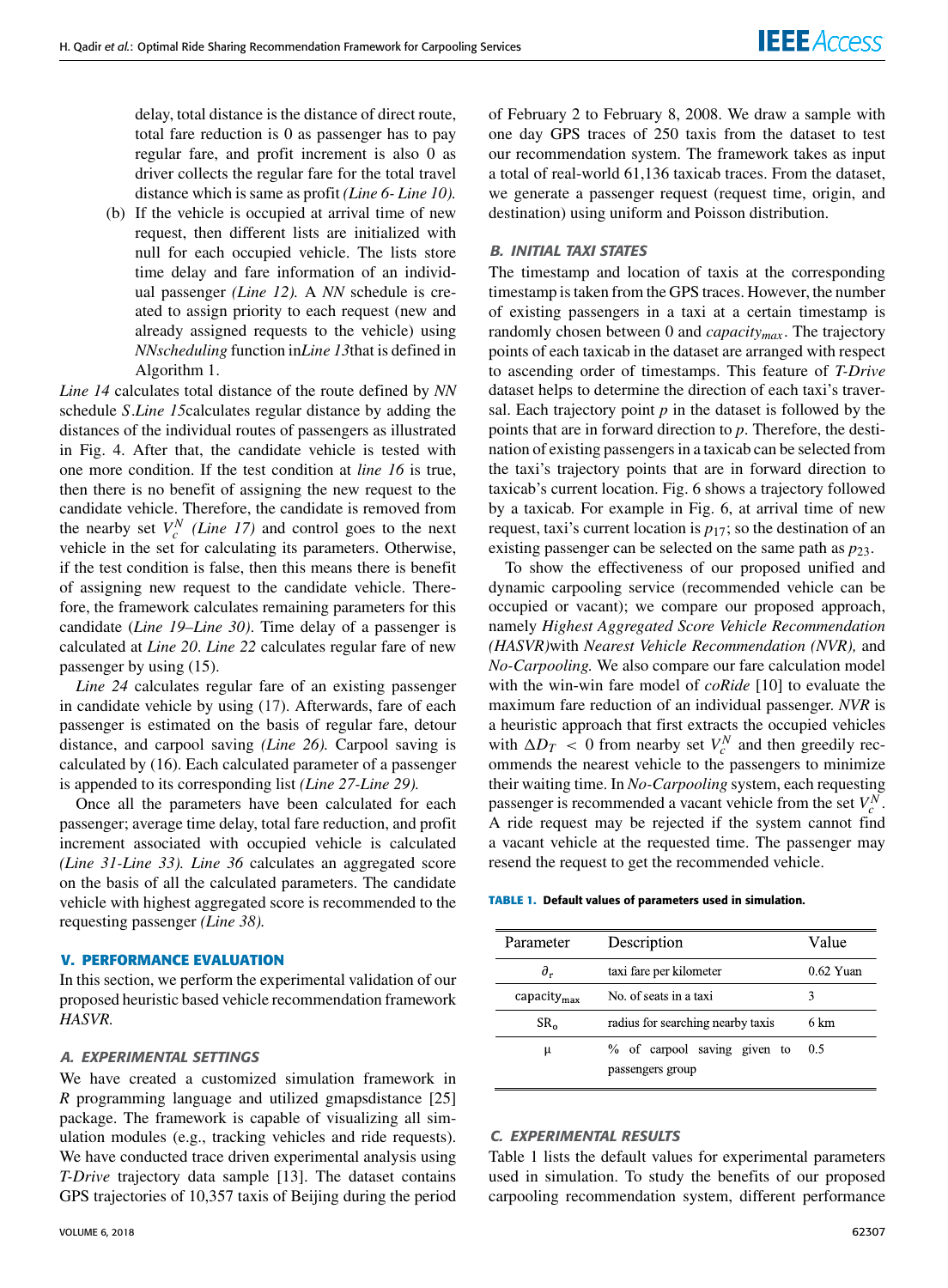delay, total distance is the distance of direct route, total fare reduction is 0 as passenger has to pay regular fare, and profit increment is also 0 as driver collects the regular fare for the total travel distance which is same as profit *(Line 6- Line 10).*

(b) If the vehicle is occupied at arrival time of new request, then different lists are initialized with null for each occupied vehicle. The lists store time delay and fare information of an individual passenger *(Line 12).* A *NN* schedule is created to assign priority to each request (new and already assigned requests to the vehicle) using *NNscheduling* function in*Line 13*that is defined in Algorithm 1.

*Line 14* calculates total distance of the route defined by *NN* schedule *S*.*Line 15*calculates regular distance by adding the distances of the individual routes of passengers as illustrated in Fig. 4. After that, the candidate vehicle is tested with one more condition. If the test condition at *line 16* is true, then there is no benefit of assigning the new request to the candidate vehicle. Therefore, the candidate is removed from the nearby set $V_c^N$ *(Line 17)* and control goes to the next vehicle in the set for calculating its parameters. Otherwise, if the test condition is false, then this means there is benefit of assigning new request to the candidate vehicle. Therefore, the framework calculates remaining parameters for this candidate (*Line 19–Line 30)*. Time delay of a passenger is calculated at *Line 20*. *Line 22* calculates regular fare of new passenger by using (15).

*Line 24* calculates regular fare of an existing passenger in candidate vehicle by using (17). Afterwards, fare of each passenger is estimated on the basis of regular fare, detour distance, and carpool saving *(Line 26).* Carpool saving is calculated by (16). Each calculated parameter of a passenger is appended to its corresponding list *(Line 27-Line 29).*

Once all the parameters have been calculated for each passenger; average time delay, total fare reduction, and profit increment associated with occupied vehicle is calculated *(Line 31-Line 33). Line 36* calculates an aggregated score on the basis of all the calculated parameters. The candidate vehicle with highest aggregated score is recommended to the requesting passenger *(Line 38).*

## V. PERFORMANCE EVALUATION

In this section, we perform the experimental validation of our proposed heuristic based vehicle recommendation framework *HASVR.*

### A. EXPERIMENTAL SETTINGS

We have created a customized simulation framework in *R* programming language and utilized gmapsdistance [25] package. The framework is capable of visualizing all simulation modules (e.g., tracking vehicles and ride requests). We have conducted trace driven experimental analysis using *T-Drive* trajectory data sample [13]. The dataset contains GPS trajectories of 10,357 taxis of Beijing during the period of February 2 to February 8, 2008. We draw a sample with one day GPS traces of 250 taxis from the dataset to test our recommendation system. The framework takes as input a total of real-world 61,136 taxicab traces. From the dataset, we generate a passenger request (request time, origin, and destination) using uniform and Poisson distribution.

### B. INITIAL TAXI STATES

The timestamp and location of taxis at the corresponding timestamp is taken from the GPS traces. However, the number of existing passengers in a taxi at a certain timestamp is randomly chosen between 0 and $capacity_{max}$. The trajectory points of each taxicab in the dataset are arranged with respect to ascending order of timestamps. This feature of *T-Drive* dataset helps to determine the direction of each taxi's traversal. Each trajectory point $p$ in the dataset is followed by the points that are in forward direction to $p$. Therefore, the destination of existing passengers in a taxicab can be selected from the taxi's trajectory points that are in forward direction to taxicab's current location. Fig. 6 shows a trajectory followed by a taxicab. For example in Fig. 6, at arrival time of new request, taxi's current location is $p_{17}$; so the destination of an existing passenger can be selected on the same path as $p_{23}$.

To show the effectiveness of our proposed unified and dynamic carpooling service (recommended vehicle can be occupied or vacant); we compare our proposed approach, namely *Highest Aggregated Score Vehicle Recommendation (HASVR)*with *Nearest Vehicle Recommendation (NVR),* and *No-Carpooling.* We also compare our fare calculation model with the win-win fare model of *coRide* [10] to evaluate the maximum fare reduction of an individual passenger. *NVR* is a heuristic approach that first extracts the occupied vehicles with $\Delta D_T < 0$ from nearby set $V_c^N$ and then greedily recommends the nearest vehicle to the passengers to minimize their waiting time. In *No-Carpooling* system, each requesting passenger is recommended a vacant vehicle from the set $V_c^N$. A ride request may be rejected if the system cannot find a vacant vehicle at the requested time. The passenger may resend the request to get the recommended vehicle.

**TABLE 1. Default values of parameters used in simulation.**

| Parameter | Description | Value |
|---|---|---|
| $\partial_r$ | taxi fare per kilometer | 0.62 Yuan |
| $\text{capacity}_{\text{max}}$ | No. of seats in a taxi | 3 |
| $\text{SR}_\text{o}$ | radius for searching nearby taxis | 6 km |
| $\mu$ | % of carpool saving given to passengers group | 0.5 |

### C. EXPERIMENTAL RESULTS

Table 1 lists the default values for experimental parameters used in simulation. To study the benefits of our proposed carpooling recommendation system, different performance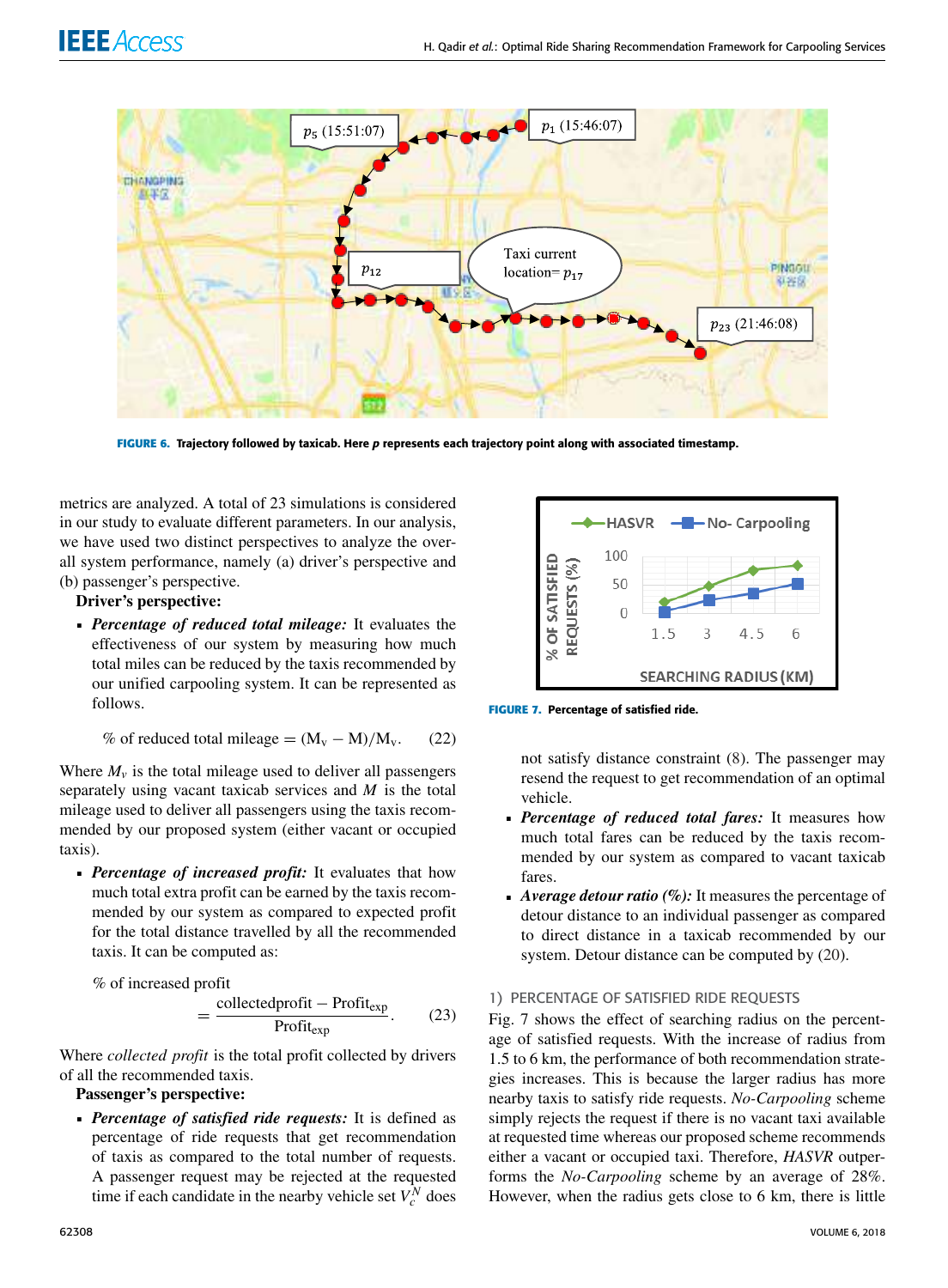FIGURE 6. Trajectory followed by taxicab. Here *p* represents each trajectory point along with associated timestamp.

metrics are analyzed. A total of 23 simulations is considered in our study to evaluate different parameters. In our analysis, we have used two distinct perspectives to analyze the overall system performance, namely (a) driver's perspective and (b) passenger's perspective.

**Driver's perspective:**

- ***Percentage of reduced total mileage:*** It evaluates the effectiveness of our system by measuring how much total miles can be reduced by the taxis recommended by our unified carpooling system. It can be represented as follows.

$$\% \text{ of reduced total mileage} = (M_v - M)/M_v. \quad (22)$$

Where $M_v$ is the total mileage used to deliver all passengers separately using vacant taxicab services and $M$ is the total mileage used to deliver all passengers using the taxis recommended by our proposed system (either vacant or occupied taxis).

- ***Percentage of increased profit:*** It evaluates that how much total extra profit can be earned by the taxis recommended by our system as compared to expected profit for the total distance travelled by all the recommended taxis. It can be computed as:

$$\% \text{ of increased profit} = \frac{\text{collectedprofit} - \text{Profit}_{exp}}{\text{Profit}_{exp}}. \quad (23)$$

Where *collected profit* is the total profit collected by drivers of all the recommended taxis.

**Passenger's perspective:**

- ***Percentage of satisfied ride requests:*** It is defined as percentage of ride requests that get recommendation of taxis as compared to the total number of requests. A passenger request may be rejected at the requested time if each candidate in the nearby vehicle set $V_c^N$ does not satisfy distance constraint (8). The passenger may resend the request to get recommendation of an optimal vehicle.
- ***Percentage of reduced total fares:*** It measures how much total fares can be reduced by the taxis recommended by our system as compared to vacant taxicab fares.
- ***Average detour ratio (%):*** It measures the percentage of detour distance to an individual passenger as compared to direct distance in a taxicab recommended by our system. Detour distance can be computed by (20).

FIGURE 7. Percentage of satisfied ride.

### 1) PERCENTAGE OF SATISFIED RIDE REQUESTS

Fig. 7 shows the effect of searching radius on the percentage of satisfied requests. With the increase of radius from 1.5 to 6 km, the performance of both recommendation strategies increases. This is because the larger radius has more nearby taxis to satisfy ride requests. *No-Carpooling* scheme simply rejects the request if there is no vacant taxi available at requested time whereas our proposed scheme recommends either a vacant or occupied taxi. Therefore, *HASVR* outperforms the *No-Carpooling* scheme by an average of 28%. However, when the radius gets close to 6 km, there is little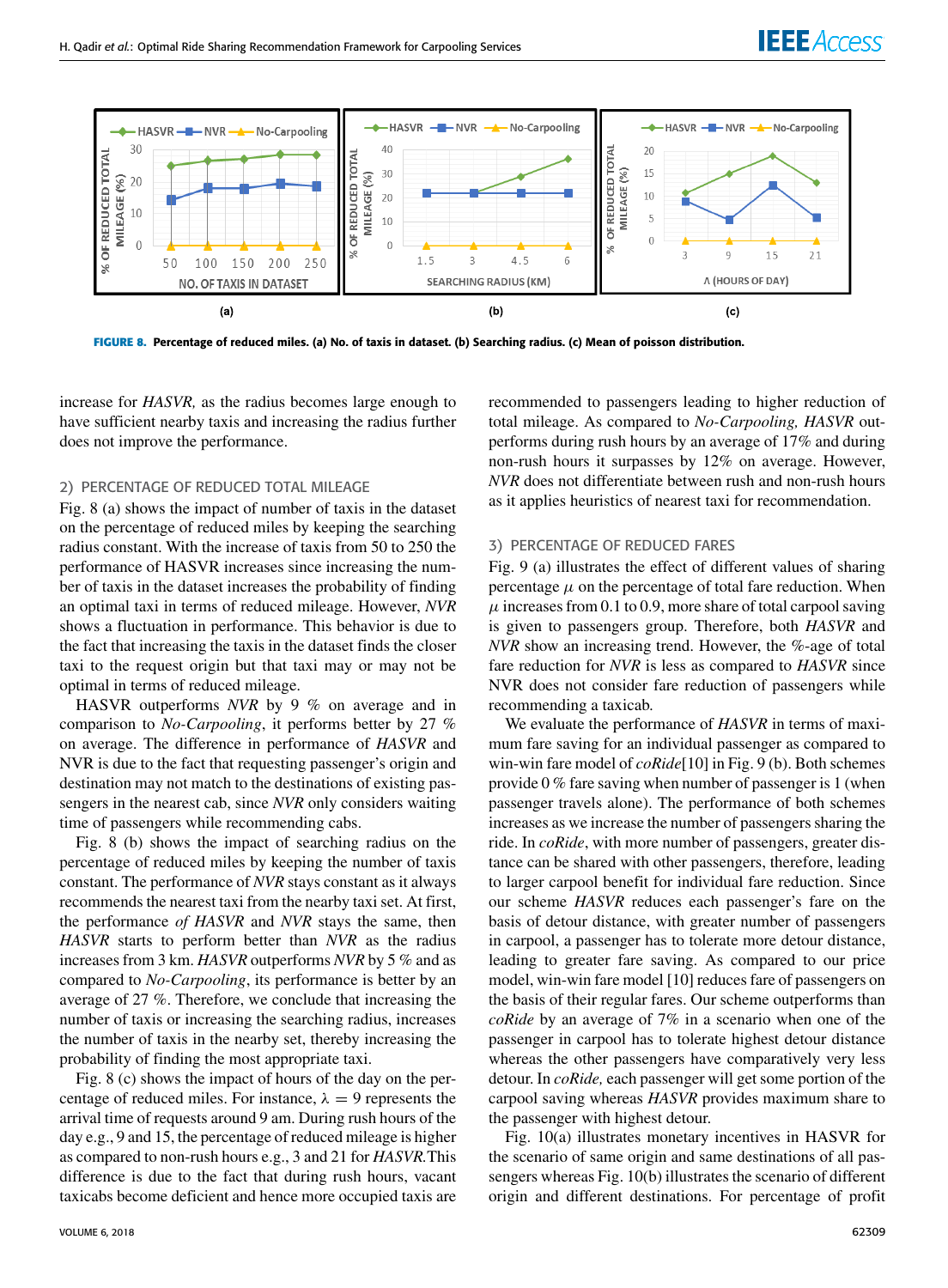FIGURE 8. Percentage of reduced miles. (a) No. of taxis in dataset. (b) Searching radius. (c) Mean of poisson distribution.

increase for *HASVR,* as the radius becomes large enough to have sufficient nearby taxis and increasing the radius further does not improve the performance.

### 2) PERCENTAGE OF REDUCED TOTAL MILEAGE

Fig. 8 (a) shows the impact of number of taxis in the dataset on the percentage of reduced miles by keeping the searching radius constant. With the increase of taxis from 50 to 250 the performance of HASVR increases since increasing the number of taxis in the dataset increases the probability of finding an optimal taxi in terms of reduced mileage. However, *NVR* shows a fluctuation in performance. This behavior is due to the fact that increasing the taxis in the dataset finds the closer taxi to the request origin but that taxi may or may not be optimal in terms of reduced mileage.

HASVR outperforms *NVR* by 9 % on average and in comparison to *No-Carpooling*, it performs better by 27 % on average. The difference in performance of *HASVR* and NVR is due to the fact that requesting passenger's origin and destination may not match to the destinations of existing passengers in the nearest cab, since *NVR* only considers waiting time of passengers while recommending cabs.

Fig. 8 (b) shows the impact of searching radius on the percentage of reduced miles by keeping the number of taxis constant. The performance of *NVR* stays constant as it always recommends the nearest taxi from the nearby taxi set. At first, the performance *of HASVR* and *NVR* stays the same, then *HASVR* starts to perform better than *NVR* as the radius increases from 3 km. *HASVR* outperforms *NVR* by 5 % and as compared to *No-Carpooling*, its performance is better by an average of 27 %. Therefore, we conclude that increasing the number of taxis or increasing the searching radius, increases the number of taxis in the nearby set, thereby increasing the probability of finding the most appropriate taxi.

Fig. 8 (c) shows the impact of hours of the day on the percentage of reduced miles. For instance, $\lambda = 9$ represents the arrival time of requests around 9 am. During rush hours of the day e.g., 9 and 15, the percentage of reduced mileage is higher as compared to non-rush hours e.g., 3 and 21 for *HASVR.*This difference is due to the fact that during rush hours, vacant taxicabs become deficient and hence more occupied taxis are recommended to passengers leading to higher reduction of total mileage. As compared to *No-Carpooling, HASVR* outperforms during rush hours by an average of 17% and during non-rush hours it surpasses by 12% on average. However, *NVR* does not differentiate between rush and non-rush hours as it applies heuristics of nearest taxi for recommendation.

### 3) PERCENTAGE OF REDUCED FARES

Fig. 9 (a) illustrates the effect of different values of sharing percentage $\mu$ on the percentage of total fare reduction. When $\mu$ increases from 0.1 to 0.9, more share of total carpool saving is given to passengers group. Therefore, both *HASVR* and *NVR* show an increasing trend. However, the %-age of total fare reduction for *NVR* is less as compared to *HASVR* since NVR does not consider fare reduction of passengers while recommending a taxicab.

We evaluate the performance of *HASVR* in terms of maximum fare saving for an individual passenger as compared to win-win fare model of *coRide*[10] in Fig. 9 (b). Both schemes provide 0 % fare saving when number of passenger is 1 (when passenger travels alone). The performance of both schemes increases as we increase the number of passengers sharing the ride. In *coRide*, with more number of passengers, greater distance can be shared with other passengers, therefore, leading to larger carpool benefit for individual fare reduction. Since our scheme *HASVR* reduces each passenger's fare on the basis of detour distance, with greater number of passengers in carpool, a passenger has to tolerate more detour distance, leading to greater fare saving. As compared to our price model, win-win fare model [10] reduces fare of passengers on the basis of their regular fares. Our scheme outperforms than *coRide* by an average of 7% in a scenario when one of the passenger in carpool has to tolerate highest detour distance whereas the other passengers have comparatively very less detour. In *coRide,* each passenger will get some portion of the carpool saving whereas *HASVR* provides maximum share to the passenger with highest detour.

Fig. 10(a) illustrates monetary incentives in HASVR for the scenario of same origin and same destinations of all passengers whereas Fig. 10(b) illustrates the scenario of different origin and different destinations. For percentage of profit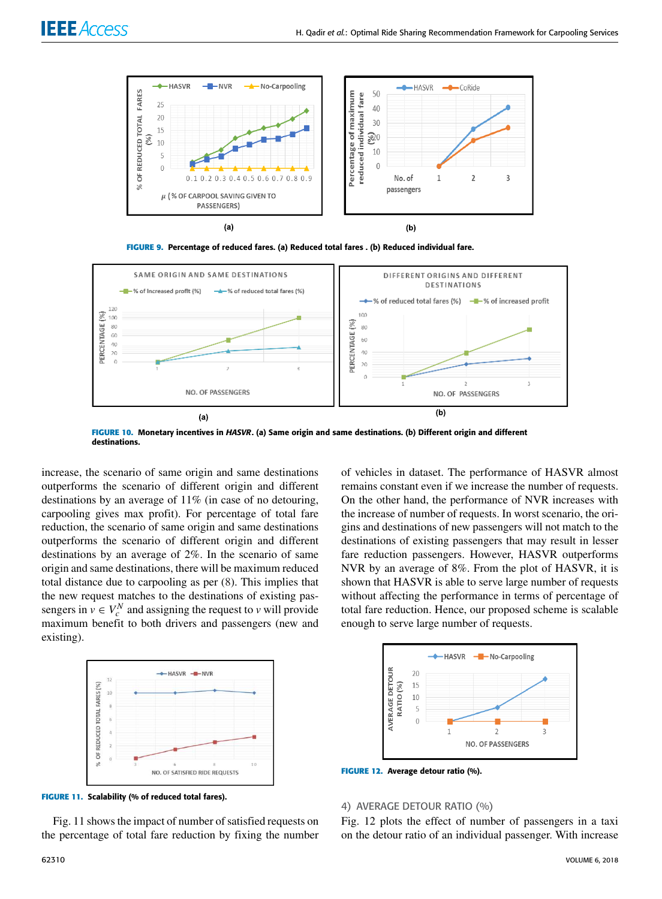FIGURE 9. Percentage of reduced fares. (a) Reduced total fares . (b) Reduced individual fare.

FIGURE 10. Monetary incentives in *HASVR*. (a) Same origin and same destinations. (b) Different origin and different destinations.

increase, the scenario of same origin and same destinations outperforms the scenario of different origin and different destinations by an average of 11% (in case of no detouring, carpooling gives max profit). For percentage of total fare reduction, the scenario of same origin and same destinations outperforms the scenario of different origin and different destinations by an average of 2%. In the scenario of same origin and same destinations, there will be maximum reduced total distance due to carpooling as per (8). This implies that the new request matches to the destinations of existing passengers in $v \in V_c^N$ and assigning the request to $v$ will provide maximum benefit to both drivers and passengers (new and existing).

FIGURE 11. Scalability (% of reduced total fares).

Fig. 11 shows the impact of number of satisfied requests on the percentage of total fare reduction by fixing the number of vehicles in dataset. The performance of HASVR almost remains constant even if we increase the number of requests. On the other hand, the performance of NVR increases with the increase of number of requests. In worst scenario, the origins and destinations of new passengers will not match to the destinations of existing passengers that may result in lesser fare reduction passengers. However, HASVR outperforms NVR by an average of 8%. From the plot of HASVR, it is shown that HASVR is able to serve large number of requests without affecting the performance in terms of percentage of total fare reduction. Hence, our proposed scheme is scalable enough to serve large number of requests.

FIGURE 12. Average detour ratio (%).

#### 4) AVERAGE DETOUR RATIO (%)

Fig. 12 plots the effect of number of passengers in a taxi on the detour ratio of an individual passenger. With increase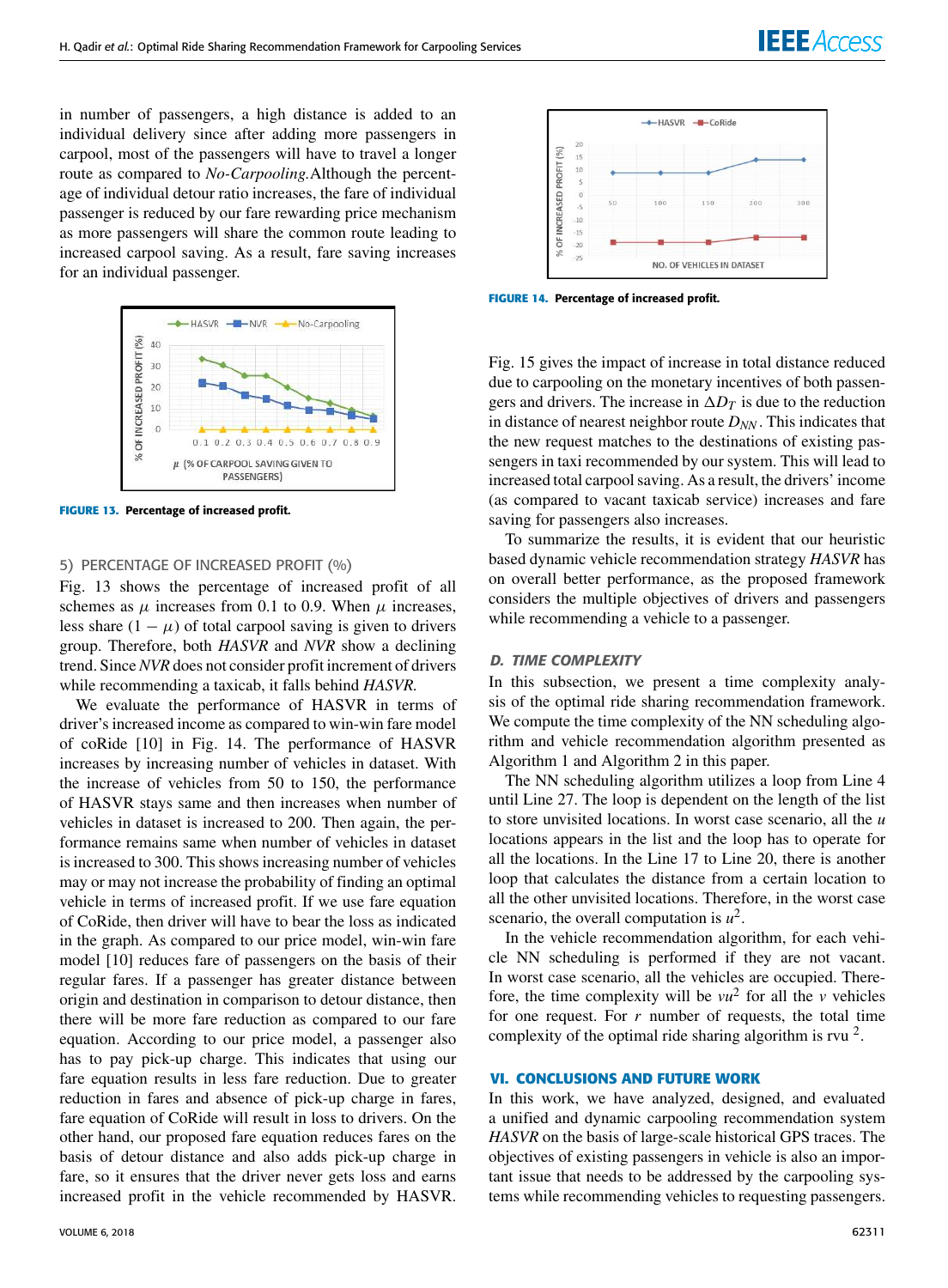in number of passengers, a high distance is added to an individual delivery since after adding more passengers in carpool, most of the passengers will have to travel a longer route as compared to *No-Carpooling.*Although the percentage of individual detour ratio increases, the fare of individual passenger is reduced by our fare rewarding price mechanism as more passengers will share the common route leading to increased carpool saving. As a result, fare saving increases for an individual passenger.

**FIGURE 13. Percentage of increased profit.**

#### 5) PERCENTAGE OF INCREASED PROFIT (%)

Fig. 13 shows the percentage of increased profit of all schemes as $\mu$ increases from 0.1 to 0.9. When $\mu$ increases, less share $(1 - \mu)$ of total carpool saving is given to drivers group. Therefore, both *HASVR* and *NVR* show a declining trend. Since *NVR* does not consider profit increment of drivers while recommending a taxicab, it falls behind *HASVR*.

We evaluate the performance of HASVR in terms of driver's increased income as compared to win-win fare model of coRide [10] in Fig. 14. The performance of HASVR increases by increasing number of vehicles in dataset. With the increase of vehicles from 50 to 150, the performance of HASVR stays same and then increases when number of vehicles in dataset is increased to 200. Then again, the performance remains same when number of vehicles in dataset is increased to 300. This shows increasing number of vehicles may or may not increase the probability of finding an optimal vehicle in terms of increased profit. If we use fare equation of CoRide, then driver will have to bear the loss as indicated in the graph. As compared to our price model, win-win fare model [10] reduces fare of passengers on the basis of their regular fares. If a passenger has greater distance between origin and destination in comparison to detour distance, then there will be more fare reduction as compared to our fare equation. According to our price model, a passenger also has to pay pick-up charge. This indicates that using our fare equation results in less fare reduction. Due to greater reduction in fares and absence of pick-up charge in fares, fare equation of CoRide will result in loss to drivers. On the other hand, our proposed fare equation reduces fares on the basis of detour distance and also adds pick-up charge in fare, so it ensures that the driver never gets loss and earns increased profit in the vehicle recommended by HASVR.

**FIGURE 14. Percentage of increased profit.**

Fig. 15 gives the impact of increase in total distance reduced due to carpooling on the monetary incentives of both passengers and drivers. The increase in $\Delta D_T$ is due to the reduction in distance of nearest neighbor route $D_{NN}$. This indicates that the new request matches to the destinations of existing passengers in taxi recommended by our system. This will lead to increased total carpool saving. As a result, the drivers' income (as compared to vacant taxicab service) increases and fare saving for passengers also increases.

To summarize the results, it is evident that our heuristic based dynamic vehicle recommendation strategy *HASVR* has on overall better performance, as the proposed framework considers the multiple objectives of drivers and passengers while recommending a vehicle to a passenger.

### D. TIME COMPLEXITY

In this subsection, we present a time complexity analysis of the optimal ride sharing recommendation framework. We compute the time complexity of the NN scheduling algorithm and vehicle recommendation algorithm presented as Algorithm 1 and Algorithm 2 in this paper.

The NN scheduling algorithm utilizes a loop from Line 4 until Line 27. The loop is dependent on the length of the list to store unvisited locations. In worst case scenario, all the $u$ locations appears in the list and the loop has to operate for all the locations. In the Line 17 to Line 20, there is another loop that calculates the distance from a certain location to all the other unvisited locations. Therefore, in the worst case scenario, the overall computation is $u^2$.

In the vehicle recommendation algorithm, for each vehicle NN scheduling is performed if they are not vacant. In worst case scenario, all the vehicles are occupied. Therefore, the time complexity will be $vu^2$ for all the $v$ vehicles for one request. For $r$ number of requests, the total time complexity of the optimal ride sharing algorithm is $rvu^2$.

## VI. CONCLUSIONS AND FUTURE WORK

In this work, we have analyzed, designed, and evaluated a unified and dynamic carpooling recommendation system *HASVR* on the basis of large-scale historical GPS traces. The objectives of existing passengers in vehicle is also an important issue that needs to be addressed by the carpooling systems while recommending vehicles to requesting passengers.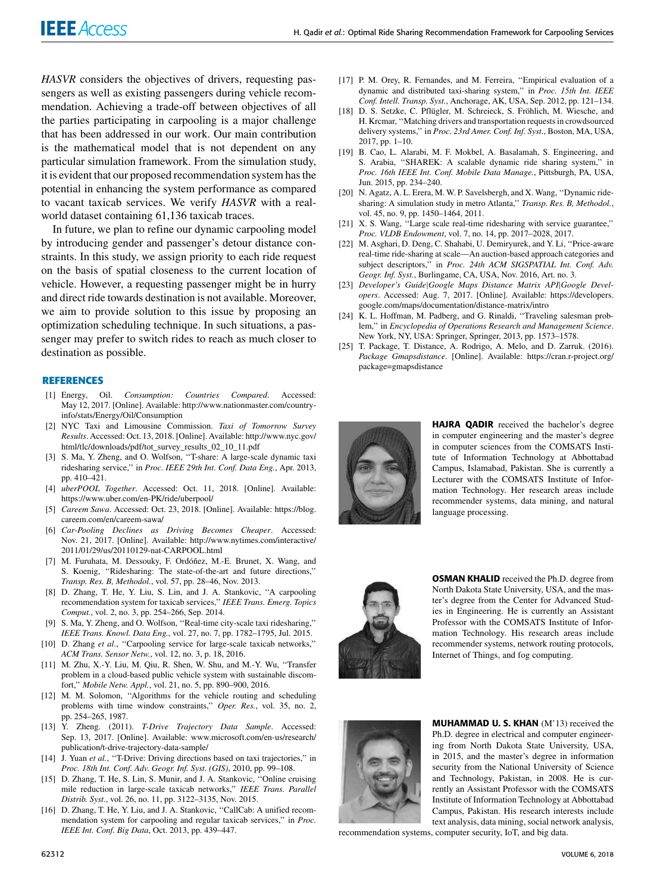*HASVR* considers the objectives of drivers, requesting passengers as well as existing passengers during vehicle recommendation. Achieving a trade-off between objectives of all the parties participating in carpooling is a major challenge that has been addressed in our work. Our main contribution is the mathematical model that is not dependent on any particular simulation framework. From the simulation study, it is evident that our proposed recommendation system has the potential in enhancing the system performance as compared to vacant taxicab services. We verify *HASVR* with a real-world dataset containing 61,136 taxicab traces.

In future, we plan to refine our dynamic carpooling model by introducing gender and passenger's detour distance constraints. In this study, we assign priority to each ride request on the basis of spatial closeness to the current location of vehicle. However, a requesting passenger might be in hurry and direct ride towards destination is not available. Moreover, we aim to provide solution to this issue by proposing an optimization scheduling technique. In such situations, a passenger may prefer to switch rides to reach as much closer to destination as possible.

## REFERENCES

[1] Energy, Oil. *Consumption: Countries Compared*. Accessed: May 12, 2017. [Online]. Available: http://www.nationmaster.com/country-info/stats/Energy/Oil/Consumption

[2] NYC Taxi and Limousine Commission. *Taxi of Tomorrow Survey Results*. Accessed: Oct. 13, 2018. [Online]. Available: http://www.nyc.gov/html/tlc/downloads/pdf/tot_survey_results_02_10_11.pdf

[3] S. Ma, Y. Zheng, and O. Wolfson, "T-share: A large-scale dynamic taxi ridesharing service," in *Proc. IEEE 29th Int. Conf. Data Eng.*, Apr. 2013, pp. 410–421.

[4] *uberPOOL Together*. Accessed: Oct. 11, 2018. [Online]. Available: https://www.uber.com/en-PK/ride/uberpool/

[5] *Careem Sawa*. Accessed: Oct. 23, 2018. [Online]. Available: https://blog.careem.com/en/careem-sawa/

[6] *Car-Pooling Declines as Driving Becomes Cheaper*. Accessed: Nov. 21, 2017. [Online]. Available: http://www.nytimes.com/interactive/2011/01/29/us/20110129-nat-CARPOOL.html

[7] M. Furuhata, M. Dessouky, F. Ordóñez, M.-E. Brunet, X. Wang, and S. Koenig, "Ridesharing: The state-of-the-art and future directions," *Transp. Res. B, Methodol.*, vol. 57, pp. 28–46, Nov. 2013.

[8] D. Zhang, T. He, Y. Liu, S. Lin, and J. A. Stankovic, "A carpooling recommendation system for taxicab services," *IEEE Trans. Emerg. Topics Comput.*, vol. 2, no. 3, pp. 254–266, Sep. 2014.

[9] S. Ma, Y. Zheng, and O. Wolfson, "Real-time city-scale taxi ridesharing," *IEEE Trans. Knowl. Data Eng.*, vol. 27, no. 7, pp. 1782–1795, Jul. 2015.

[10] D. Zhang *et al.*, "Carpooling service for large-scale taxicab networks," *ACM Trans. Sensor Netw.*, vol. 12, no. 3, p. 18, 2016.

[11] M. Zhu, X.-Y. Liu, M. Qiu, R. Shen, W. Shu, and M.-Y. Wu, "Transfer problem in a cloud-based public vehicle system with sustainable discomfort," *Mobile Netw. Appl.*, vol. 21, no. 5, pp. 890–900, 2016.

[12] M. M. Solomon, "Algorithms for the vehicle routing and scheduling problems with time window constraints," *Oper. Res.*, vol. 35, no. 2, pp. 254–265, 1987.

[13] Y. Zheng. (2011). *T-Drive Trajectory Data Sample*. Accessed: Sep. 13, 2017. [Online]. Available: www.microsoft.com/en-us/research/publication/t-drive-trajectory-data-sample/

[14] J. Yuan *et al.*, "T-Drive: Driving directions based on taxi trajectories," in *Proc. 18th Int. Conf. Adv. Geogr. Inf. Syst. (GIS)*, 2010, pp. 99–108.

[15] D. Zhang, T. He, S. Lin, S. Munir, and J. A. Stankovic, "Online cruising mile reduction in large-scale taxicab networks," *IEEE Trans. Parallel Distrib. Syst.*, vol. 26, no. 11, pp. 3122–3135, Nov. 2015.

[16] D. Zhang, T. He, Y. Liu, and J. A. Stankovic, "CallCab: A unified recommendation system for carpooling and regular taxicab services," in *Proc. IEEE Int. Conf. Big Data*, Oct. 2013, pp. 439–447.

[17] P. M. Orey, R. Fernandes, and M. Ferreira, "Empirical evaluation of a dynamic and distributed taxi-sharing system," in *Proc. 15th Int. IEEE Conf. Intell. Transp. Syst.*, Anchorage, AK, USA, Sep. 2012, pp. 121–134.

[18] D. S. Setzke, C. Pflügler, M. Schreieck, S. Fröhlich, M. Wiesche, and H. Krcmar, "Matching drivers and transportation requests in crowdsourced delivery systems," in *Proc. 23rd Amer. Conf. Inf. Syst.*, Boston, MA, USA, 2017, pp. 1–10.

[19] B. Cao, L. Alarabi, M. F. Mokbel, A. Basalamah, S. Engineering, and S. Arabia, "SHAREK: A scalable dynamic ride sharing system," in *Proc. 16th IEEE Int. Conf. Mobile Data Manage.*, Pittsburgh, PA, USA, Jun. 2015, pp. 234–240.

[20] N. Agatz, A. L. Erera, M. W. P. Savelsbergh, and X. Wang, "Dynamic ride-sharing: A simulation study in metro Atlanta," *Transp. Res. B, Methodol.*, vol. 45, no. 9, pp. 1450–1464, 2011.

[21] X. S. Wang, "Large scale real-time ridesharing with service guarantee," *Proc. VLDB Endowment*, vol. 7, no. 14, pp. 2017–2028, 2017.

[22] M. Asghari, D. Deng, C. Shahabi, U. Demiryurek, and Y. Li, "Price-aware real-time ride-sharing at scale—An auction-based approach categories and subject descriptors," in *Proc. 24th ACM SIGSPATIAL Int. Conf. Adv. Geogr. Inf. Syst.*, Burlingame, CA, USA, Nov. 2016, Art. no. 3.

[23] *Developer's Guide|Google Maps Distance Matrix API|Google Developers*. Accessed: Aug. 7, 2017. [Online]. Available: https://developers.google.com/maps/documentation/distance-matrix/intro

[24] K. L. Hoffman, M. Padberg, and G. Rinaldi, "Traveling salesman problem," in *Encyclopedia of Operations Research and Management Science*. New York, NY, USA: Springer, Springer, 2013, pp. 1573–1578.

[25] T. Package, T. Distance, A. Rodrigo, A. Melo, and D. Zarruk. (2016). *Package Gmapsdistance*. [Online]. Available: https://cran.r-project.org/package=gmapsdistance

**HAJRA QADIR** received the bachelor's degree in computer engineering and the master's degree in computer sciences from the COMSATS Institute of Information Technology at Abbottabad Campus, Islamabad, Pakistan. She is currently a Lecturer with the COMSATS Institute of Information Technology. Her research areas include recommender systems, data mining, and natural language processing.

**OSMAN KHALID** received the Ph.D. degree from North Dakota State University, USA, and the master's degree from the Center for Advanced Studies in Engineering. He is currently an Assistant Professor with the COMSATS Institute of Information Technology. His research areas include recommender systems, network routing protocols, Internet of Things, and fog computing.

**MUHAMMAD U. S. KHAN** (M'13) received the Ph.D. degree in electrical and computer engineering from North Dakota State University, USA, in 2015, and the master's degree in information security from the National University of Science and Technology, Pakistan, in 2008. He is currently an Assistant Professor with the COMSATS Institute of Information Technology at Abbottabad Campus, Pakistan. His research interests include text analysis, data mining, social network analysis, recommendation systems, computer security, IoT, and big data.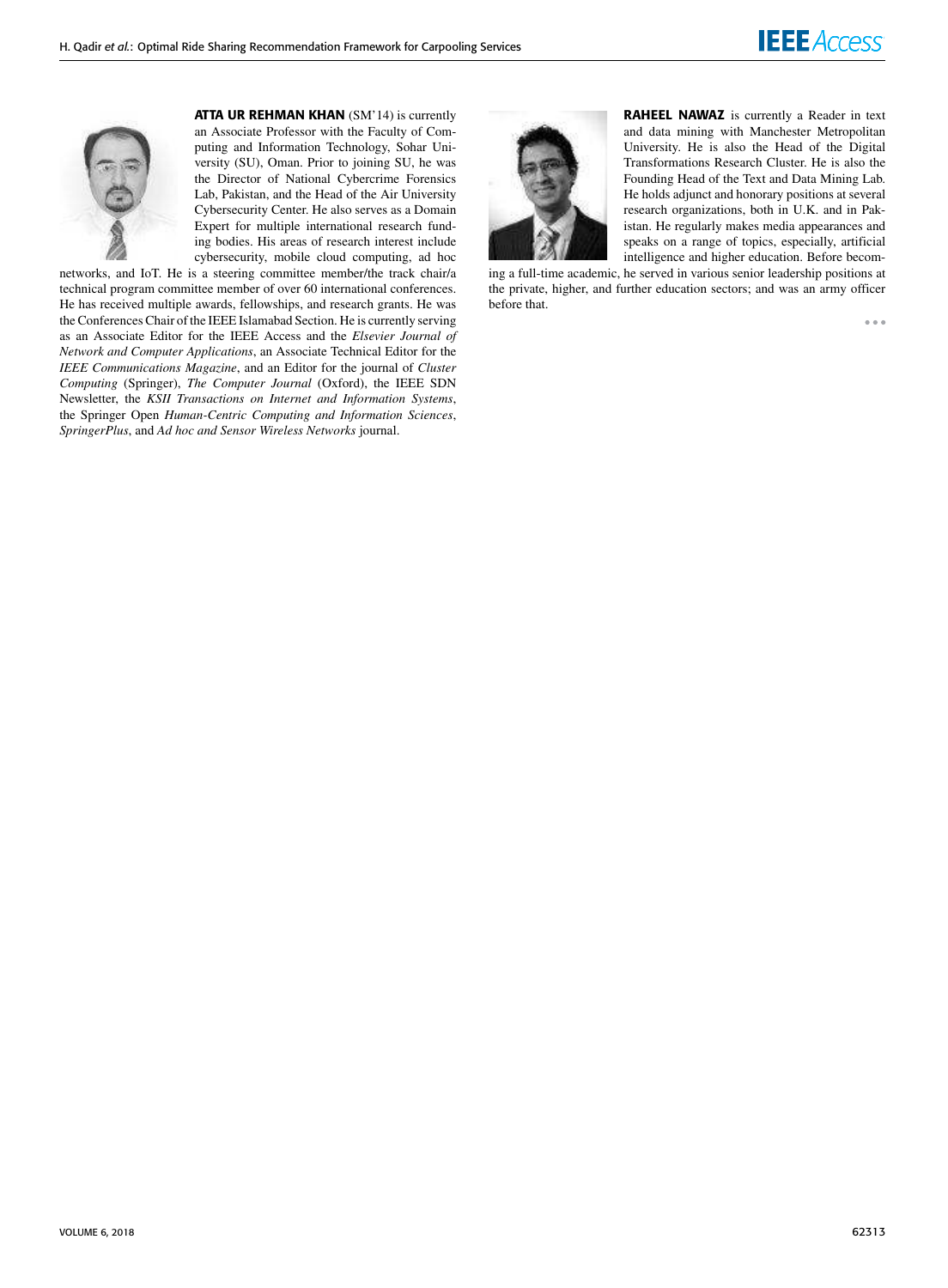**ATTA UR REHMAN KHAN** (SM'14) is currently an Associate Professor with the Faculty of Computing and Information Technology, Sohar University (SU), Oman. Prior to joining SU, he was the Director of National Cybercrime Forensics Lab, Pakistan, and the Head of the Air University Cybersecurity Center. He also serves as a Domain Expert for multiple international research funding bodies. His areas of research interest include cybersecurity, mobile cloud computing, ad hoc networks, and IoT. He is a steering committee member/the track chair/a technical program committee member of over 60 international conferences. He has received multiple awards, fellowships, and research grants. He was the Conferences Chair of the IEEE Islamabad Section. He is currently serving as an Associate Editor for the IEEE Access and the *Elsevier Journal of Network and Computer Applications*, an Associate Technical Editor for the *IEEE Communications Magazine*, and an Editor for the journal of *Cluster Computing* (Springer), *The Computer Journal* (Oxford), the IEEE SDN Newsletter, the *KSII Transactions on Internet and Information Systems*, the Springer Open *Human-Centric Computing and Information Sciences*, *SpringerPlus*, and *Ad hoc and Sensor Wireless Networks* journal.

**RAHEEL NAWAZ** is currently a Reader in text and data mining with Manchester Metropolitan University. He is also the Head of the Digital Transformations Research Cluster. He is also the Founding Head of the Text and Data Mining Lab. He holds adjunct and honorary positions at several research organizations, both in U.K. and in Pakistan. He regularly makes media appearances and speaks on a range of topics, especially, artificial intelligence and higher education. Before becoming a full-time academic, he served in various senior leadership positions at the private, higher, and further education sectors; and was an army officer before that.

• • •